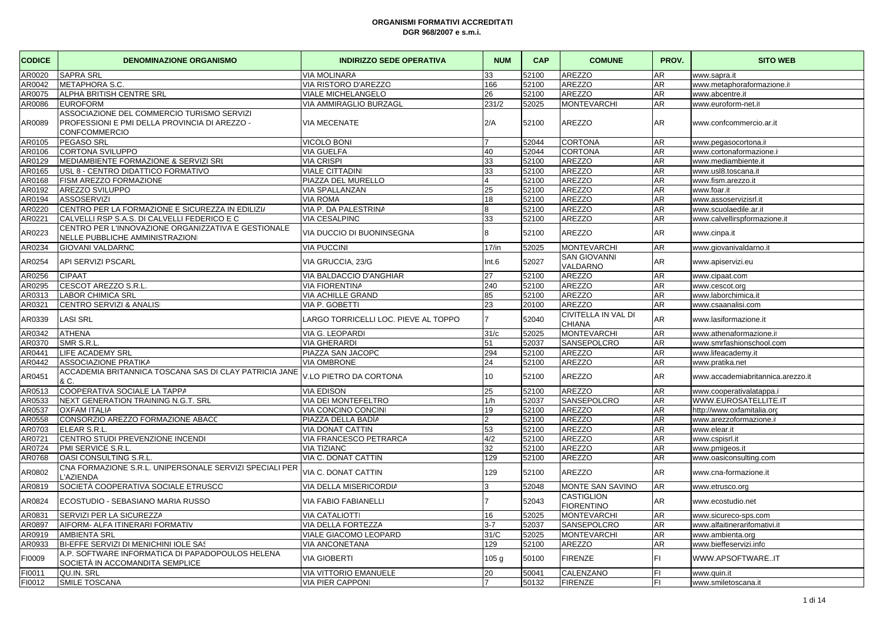**ORGANISMI FORMATIVI ACCREDITATI**
**DGR 968/2007 e s.m.i.**

| CODICE | DENOMINAZIONE ORGANISMO | INDIRIZZO SEDE OPERATIVA | NUM | CAP | COMUNE | PROV. | SITO WEB |
|---|---|---|---|---|---|---|---|
| AR0020 | SAPRA SRL | VIA MOLINARA | 33 | 52100 | AREZZO | AR | www.sapra.it |
| AR0042 | METAPHORA S.C. | VIA RISTORO D'AREZZO | 166 | 52100 | AREZZO | AR | www.metaphoraformazione.it |
| AR0075 | ALPHA BRITISH CENTRE SRL | VIALE MICHELANGELO | 26 | 52100 | AREZZO | AR | www.abcentre.it |
| AR0086 | EUROFORM | VIA AMMIRAGLIO BURZAGL | 231/2 | 52025 | MONTEVARCHI | AR | www.euroform-net.it |
| AR0089 | ASSOCIAZIONE DEL COMMERCIO TURISMO SERVIZI PROFESSIONI E PMI DELLA PROVINCIA DI AREZZO - CONFCOMMERCIO | VIA MECENATE | 2/A | 52100 | AREZZO | AR | www.confcommercio.ar.it |
| AR0105 | PEGASO SRL | VICOLO BONI | 7 | 52044 | CORTONA | AR | www.pegasocortona.it |
| AR0106 | CORTONA SVILUPPO | VIA GUELFA | 40 | 52044 | CORTONA | AR | www.cortonaformazione.it |
| AR0129 | MEDIAMBIENTE FORMAZIONE & SERVIZI SRL | VIA CRISPI | 33 | 52100 | AREZZO | AR | www.mediambiente.it |
| AR0165 | USL 8 - CENTRO DIDATTICO FORMATIVO | VIALE CITTADINI | 33 | 52100 | AREZZO | AR | www.usl8.toscana.it |
| AR0168 | FISM AREZZO FORMAZIONE | PIAZZA DEL MURELLO | 4 | 52100 | AREZZO | AR | www.fism.arezzo.it |
| AR0192 | AREZZO SVILUPPO | VIA SPALLANZANI | 25 | 52100 | AREZZO | AR | www.foar.it |
| AR0194 | ASSOSERVIZI | VIA ROMA | 18 | 52100 | AREZZO | AR | www.assoservizisrl.it |
| AR0220 | CENTRO PER LA FORMAZIONE E SICUREZZA IN EDILIZIA | VIA P. DA PALESTRINA | 8 | 52100 | AREZZO | AR | www.scuolaedile.ar.it |
| AR0221 | CALVELLI RSP S.A.S. DI CALVELLI FEDERICO E C | VIA CESALPINO | 33 | 52100 | AREZZO | AR | www.calvellirspformazione.it |
| AR0223 | CENTRO PER L'INNOVAZIONE ORGANIZZATIVA E GESTIONALE NELLE PUBBLICHE AMMINISTRAZIONI | VIA DUCCIO DI BUONINSEGNA | 8 | 52100 | AREZZO | AR | www.cinpa.it |
| AR0234 | GIOVANI VALDARNO | VIA PUCCINI | 17/in | 52025 | MONTEVARCHI | AR | www.giovanivaldarno.it |
| AR0254 | API SERVIZI PSCARL | VIA GRUCCIA, 23/G | Int.6 | 52027 | SAN GIOVANNI VALDARNO | AR | www.apiservizi.eu |
| AR0256 | CIPAAT | VIA BALDACCIO D'ANGHIARI | 27 | 52100 | AREZZO | AR | www.cipaat.com |
| AR0295 | CESCOT AREZZO S.R.L. | VIA FIORENTINA | 240 | 52100 | AREZZO | AR | www.cescot.org |
| AR0313 | LABOR CHIMICA SRL | VIA ACHILLE GRANDI | 85 | 52100 | AREZZO | AR | www.laborchimica.it |
| AR0321 | CENTRO SERVIZI & ANALISI | VIA P. GOBETTI | 23 | 20100 | AREZZO | AR | www.csaanalisi.com |
| AR0339 | LASI SRL | LARGO TORRICELLI LOC. PIEVE AL TOPPO | 7 | 52040 | CIVITELLA IN VAL DI CHIANA | AR | www.lasiformazione.it |
| AR0342 | ATHENA | VIA G. LEOPARDI | 31/c | 52025 | MONTEVARCHI | AR | www.athenaformazione.it |
| AR0370 | SMR S.R.L. | VIA GHERARDI | 51 | 52037 | SANSEPOLCRO | AR | www.smrfashionschool.com |
| AR0441 | LIFE ACADEMY SRL | PIAZZA SAN JACOPO | 294 | 52100 | AREZZO | AR | www.lifeacademy.it |
| AR0442 | ASSOCIAZIONE PRATIKA | VIA OMBRONE | 24 | 52100 | AREZZO | AR | www.pratika.net |
| AR0451 | ACCADEMIA BRITANNICA TOSCANA SAS DI CLAY PATRICIA JANE & C. | V.LO PIETRO DA CORTONA | 10 | 52100 | AREZZO | AR | www.accademiabritannica.arezzo.it |
| AR0513 | COOPERATIVA SOCIALE LA TAPPA | VIA EDISON | 25 | 52100 | AREZZO | AR | www.cooperativalatappa.it |
| AR0533 | NEXT GENERATION TRAINING N.G.T. SRL | VIA DEI MONTEFELTRO | 1/h | 52037 | SANSEPOLCRO | AR | WWW.EUROSATELLITE.IT |
| AR0537 | OXFAM ITALIA | VIA CONCINO CONCINI | 19 | 52100 | AREZZO | AR | http://www.oxfamitalia.org |
| AR0558 | CONSORZIO AREZZO FORMAZIONE ABACO | PIAZZA DELLA BADÌA | 2 | 52100 | AREZZO | AR | www.arezzoformazione.it |
| AR0703 | ELEAR S.R.L. | VIA DONAT CATTIN | 53 | 52100 | AREZZO | AR | www.elear.it |
| AR0721 | CENTRO STUDI PREVENZIONE INCENDI | VIA FRANCESCO PETRARCA | 4/2 | 52100 | AREZZO | AR | www.cspisrl.it |
| AR0724 | PMI SERVICE S.R.L. | VIA TIZIANO | 32 | 52100 | AREZZO | AR | www.pmigeos.it |
| AR0768 | OASI CONSULTING S.R.L. | VIA C. DONAT CATTIN | 129 | 52100 | AREZZO | AR | www.oasiconsulting.com |
| AR0802 | CNA FORMAZIONE S.R.L. UNIPERSONALE SERVIZI SPECIALI PER L'AZIENDA | VIA C. DONAT CATTIN | 129 | 52100 | AREZZO | AR | www.cna-formazione.it |
| AR0819 | SOCIETÀ COOPERATIVA SOCIALE ETRUSCO | VIA DELLA MISERICORDIA | 3 | 52048 | MONTE SAN SAVINO | AR | www.etrusco.org |
| AR0824 | ECOSTUDIO - SEBASIANO MARIA RUSSO | VIA FABIO FABIANELLI | 7 | 52043 | CASTIGLION FIORENTINO | AR | www.ecostudio.net |
| AR0831 | SERVIZI PER LA SICUREZZA | VIA CATALIOTTI | 16 | 52025 | MONTEVARCHI | AR | www.sicureco-sps.com |
| AR0897 | AIFORM- ALFA ITINERARI FORMATIVI | VIA DELLA FORTEZZA | 3-7 | 52037 | SANSEPOLCRO | AR | www.alfaitinerarifomativi.it |
| AR0919 | AMBIENTA SRL | VIALE GIACOMO LEOPARDI | 31/C | 52025 | MONTEVARCHI | AR | www.ambienta.org |
| AR0933 | BI-EFFE SERVIZI DI MENICHINI IOLE SAS | VIA ANCONETANA | 129 | 52100 | AREZZO | AR | www.bieffeservizi.info |
| FI0009 | A.P. SOFTWARE INFORMATICA DI PAPADOPOULOS HELENA SOCIETÀ IN ACCOMANDITA SEMPLICE | VIA GIOBERTI | 105 g | 50100 | FIRENZE | FI | WWW.APSOFTWARE..IT |
| FI0011 | QU.IN. SRL | VIA VITTORIO EMANUELE | 20 | 50041 | CALENZANO | FI | www.quin.it |
| FI0012 | SMILE TOSCANA | VIA PIER CAPPONI | 7 | 50132 | FIRENZE | FI | www.smiletoscana.it |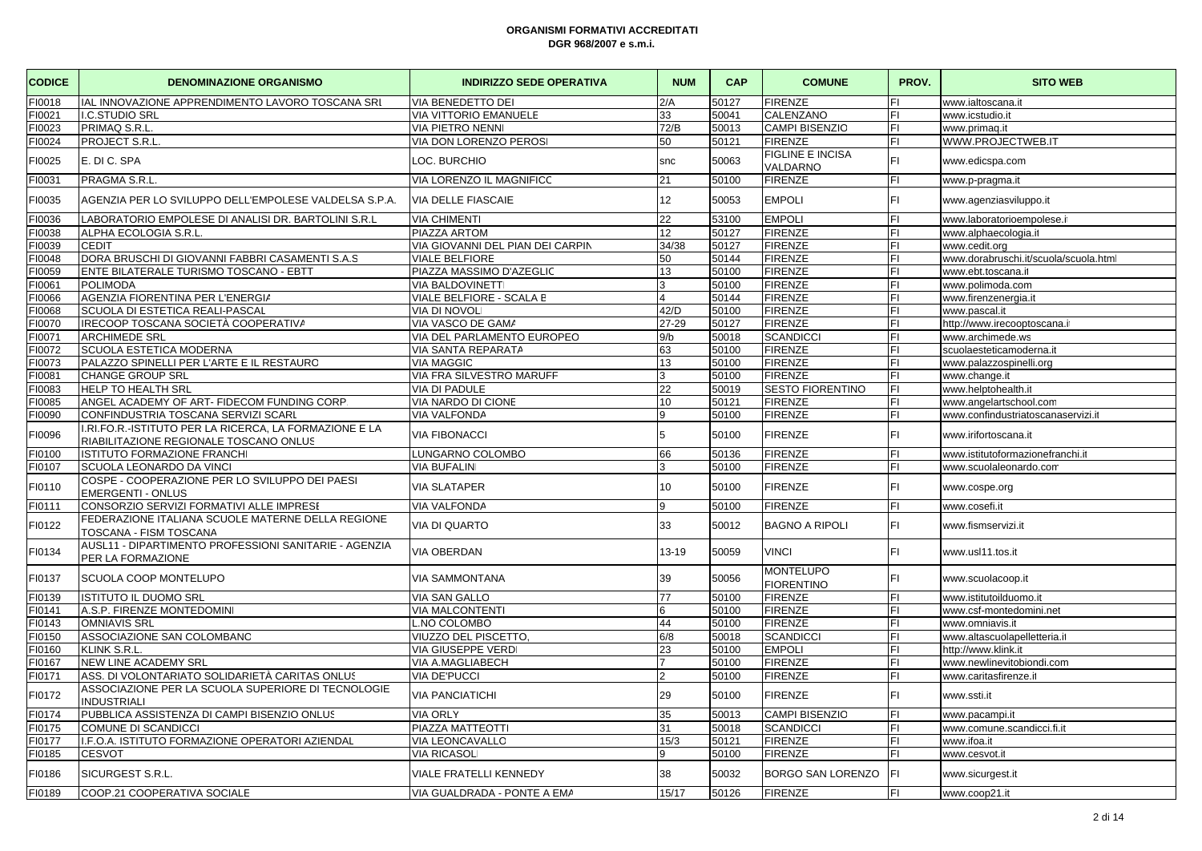**ORGANISMI FORMATIVI ACCREDITATI**
**DGR 968/2007 e s.m.i.**

| CODICE | DENOMINAZIONE ORGANISMO | INDIRIZZO SEDE OPERATIVA | NUM | CAP | COMUNE | PROV. | SITO WEB |
|---|---|---|---|---|---|---|---|
| FI0018 | IAL INNOVAZIONE APPRENDIMENTO LAVORO TOSCANA SRL | VIA BENEDETTO DEI | 2/A | 50127 | FIRENZE | FI | www.ialtoscana.it |
| FI0021 | I.C.STUDIO SRL | VIA VITTORIO EMANUELE | 33 | 50041 | CALENZANO | FI | www.icstudio.it |
| FI0023 | PRIMAQ S.R.L. | VIA PIETRO NENNI | 72/B | 50013 | CAMPI BISENZIO | FI | www.primaq.it |
| FI0024 | PROJECT S.R.L. | VIA DON LORENZO PEROSI | 50 | 50121 | FIRENZE | FI | WWW.PROJECTWEB.IT |
| FI0025 | E. DI C. SPA | LOC. BURCHIO | snc | 50063 | FIGLINE E INCISA VALDARNO | FI | www.edicspa.com |
| FI0031 | PRAGMA S.R.L. | VIA LORENZO IL MAGNIFICO | 21 | 50100 | FIRENZE | FI | www.p-pragma.it |
| FI0035 | AGENZIA PER LO SVILUPPO DELL'EMPOLESE VALDELSA S.P.A. | VIA DELLE FIASCAIE | 12 | 50053 | EMPOLI | FI | www.agenziasviluppo.it |
| FI0036 | LABORATORIO EMPOLESE DI ANALISI DR. BARTOLINI S.R.L | VIA CHIMENTI | 22 | 53100 | EMPOLI | FI | www.laboratorioempolese.it |
| FI0038 | ALPHA ECOLOGIA S.R.L. | PIAZZA ARTOM | 12 | 50127 | FIRENZE | FI | www.alphaecologia.it |
| FI0039 | CEDIT | VIA GIOVANNI DEL PIAN DEI CARPINI | 34/38 | 50127 | FIRENZE | FI | www.cedit.org |
| FI0048 | DORA BRUSCHI DI GIOVANNI FABBRI CASAMENTI S.A.S | VIALE BELFIORE | 50 | 50144 | FIRENZE | FI | www.dorabruschi.it/scuola/scuola.html |
| FI0059 | ENTE BILATERALE TURISMO TOSCANO - EBTT | PIAZZA MASSIMO D'AZEGLIO | 13 | 50100 | FIRENZE | FI | www.ebt.toscana.it |
| FI0061 | POLIMODA | VIA BALDOVINETTI | 3 | 50100 | FIRENZE | FI | www.polimoda.com |
| FI0066 | AGENZIA FIORENTINA PER L'ENERGIA | VIALE BELFIORE - SCALA B | 4 | 50144 | FIRENZE | FI | www.firenzenergia.it |
| FI0068 | SCUOLA DI ESTETICA REALI-PASCAL | VIA DI NOVOLI | 42/D | 50100 | FIRENZE | FI | www.pascal.it |
| FI0070 | IRECOOP TOSCANA SOCIETÀ COOPERATIVA | VIA VASCO DE GAMA | 27-29 | 50127 | FIRENZE | FI | http://www.irecooptoscana.it |
| FI0071 | ARCHIMEDE SRL | VIA DEL PARLAMENTO EUROPEO | 9/b | 50018 | SCANDICCI | FI | www.archimede.ws |
| FI0072 | SCUOLA ESTETICA MODERNA | VIA SANTA REPARATA | 63 | 50100 | FIRENZE | FI | scuolaesteticamoderna.it |
| FI0073 | PALAZZO SPINELLI PER L'ARTE E IL RESTAURO | VIA MAGGIO | 13 | 50100 | FIRENZE | FI | www.palazzospinelli.org |
| FI0081 | CHANGE GROUP SRL | VIA FRA SILVESTRO MARUFFI | 3 | 50100 | FIRENZE | FI | www.change.it |
| FI0083 | HELP TO HEALTH SRL | VIA DI PADULE | 22 | 50019 | SESTO FIORENTINO | FI | www.helptohealth.it |
| FI0085 | ANGEL ACADEMY OF ART- FIDECOM FUNDING CORP | VIA NARDO DI CIONE | 10 | 50121 | FIRENZE | FI | www.angelartschool.com |
| FI0090 | CONFINDUSTRIA TOSCANA SERVIZI SCARL | VIA VALFONDA | 9 | 50100 | FIRENZE | FI | www.confindustriatoscanaservizi.it |
| FI0096 | I.RI.FO.R.-ISTITUTO PER LA RICERCA, LA FORMAZIONE E LA RIABILITAZIONE REGIONALE TOSCANO ONLUS | VIA FIBONACCI | 5 | 50100 | FIRENZE | FI | www.irifortoscana.it |
| FI0100 | ISTITUTO FORMAZIONE FRANCHI | LUNGARNO COLOMBO | 66 | 50136 | FIRENZE | FI | www.istitutoformazionefranchi.it |
| FI0107 | SCUOLA LEONARDO DA VINCI | VIA BUFALINI | 3 | 50100 | FIRENZE | FI | www.scuolaleonardo.com |
| FI0110 | COSPE - COOPERAZIONE PER LO SVILUPPO DEI PAESI EMERGENTI - ONLUS | VIA SLATAPER | 10 | 50100 | FIRENZE | FI | www.cospe.org |
| FI0111 | CONSORZIO SERVIZI FORMATIVI ALLE IMPRESE | VIA VALFONDA | 9 | 50100 | FIRENZE | FI | www.cosefi.it |
| FI0122 | FEDERAZIONE ITALIANA SCUOLE MATERNE DELLA REGIONE TOSCANA - FISM TOSCANA | VIA DI QUARTO | 33 | 50012 | BAGNO A RIPOLI | FI | www.fismservizi.it |
| FI0134 | AUSL11 - DIPARTIMENTO PROFESSIONI SANITARIE - AGENZIA PER LA FORMAZIONE | VIA OBERDAN | 13-19 | 50059 | VINCI | FI | www.usl11.tos.it |
| FI0137 | SCUOLA COOP MONTELUPO | VIA SAMMONTANA | 39 | 50056 | MONTELUPO FIORENTINO | FI | www.scuolacoop.it |
| FI0139 | ISTITUTO IL DUOMO SRL | VIA SAN GALLO | 77 | 50100 | FIRENZE | FI | www.istitutoilduomo.it |
| FI0141 | A.S.P. FIRENZE MONTEDOMINI | VIA MALCONTENTI | 6 | 50100 | FIRENZE | FI | www.csf-montedomini.net |
| FI0143 | OMNIAVIS SRL | L.NO COLOMBO | 44 | 50100 | FIRENZE | FI | www.omniavis.it |
| FI0150 | ASSOCIAZIONE SAN COLOMBANO | VIUZZO DEL PISCETTO, | 6/8 | 50018 | SCANDICCI | FI | www.altascuolapelletteria.it |
| FI0160 | KLINK S.R.L. | VIA GIUSEPPE VERDI | 23 | 50100 | EMPOLI | FI | http://www.klink.it |
| FI0167 | NEW LINE ACADEMY SRL | VIA A.MAGLIABECH | 7 | 50100 | FIRENZE | FI | www.newlinevitobiondi.com |
| FI0171 | ASS. DI VOLONTARIATO SOLIDARIETÀ CARITAS ONLUS | VIA DE'PUCCI | 2 | 50100 | FIRENZE | FI | www.caritasfirenze.it |
| FI0172 | ASSOCIAZIONE PER LA SCUOLA SUPERIORE DI TECNOLOGIE INDUSTRIALI | VIA PANCIATICHI | 29 | 50100 | FIRENZE | FI | www.ssti.it |
| FI0174 | PUBBLICA ASSISTENZA DI CAMPI BISENZIO ONLUS | VIA ORLY | 35 | 50013 | CAMPI BISENZIO | FI | www.pacampi.it |
| FI0175 | COMUNE DI SCANDICCI | PIAZZA MATTEOTTI | 31 | 50018 | SCANDICCI | FI | www.comune.scandicci.fi.it |
| FI0177 | I.F.O.A. ISTITUTO FORMAZIONE OPERATORI AZIENDALI | VIA LEONCAVALLO | 15/3 | 50121 | FIRENZE | FI | www.ifoa.it |
| FI0185 | CESVOT | VIA RICASOLI | 9 | 50100 | FIRENZE | FI | www.cesvot.it |
| FI0186 | SICURGEST S.R.L. | VIALE FRATELLI KENNEDY | 38 | 50032 | BORGO SAN LORENZO | FI | www.sicurgest.it |
| FI0189 | COOP.21 COOPERATIVA SOCIALE | VIA GUALDRADA - PONTE A EMA | 15/17 | 50126 | FIRENZE | FI | www.coop21.it |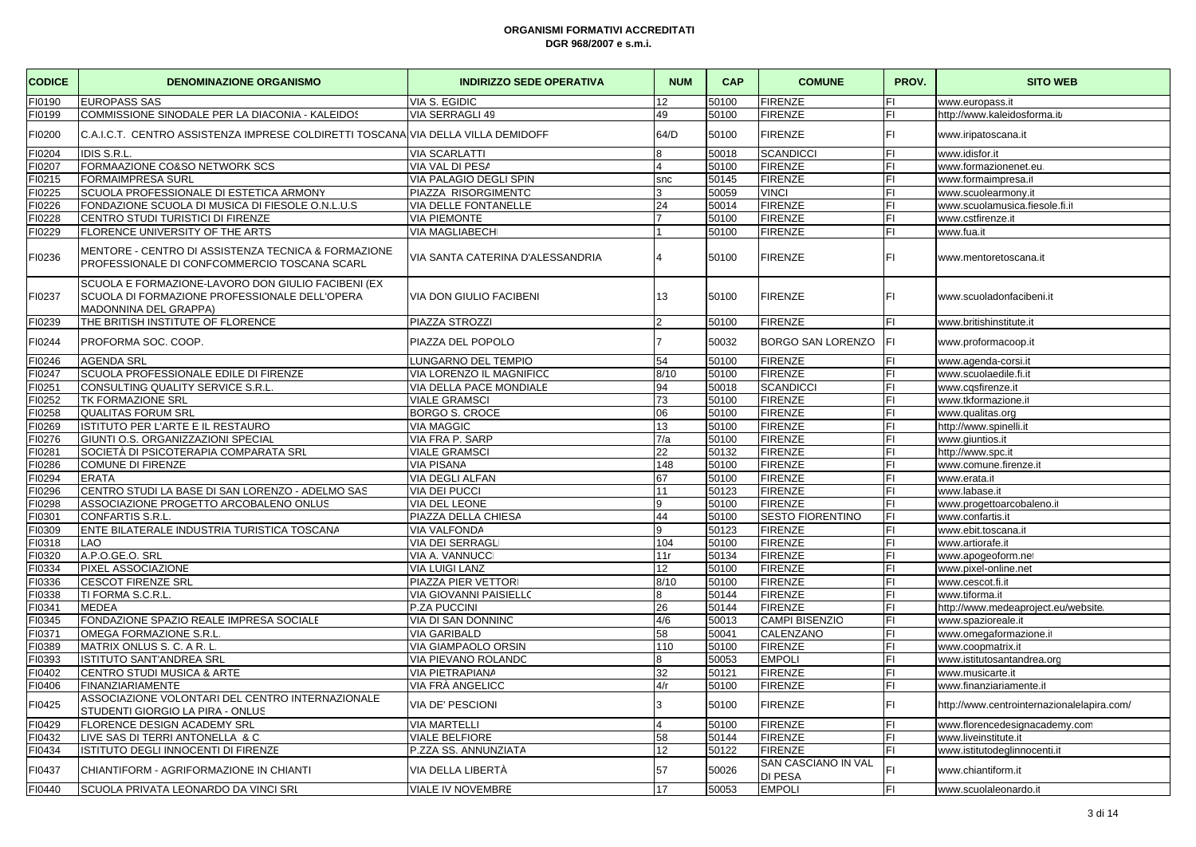**ORGANISMI FORMATIVI ACCREDITATI**
**DGR 968/2007 e s.m.i.**

| CODICE | DENOMINAZIONE ORGANISMO | INDIRIZZO SEDE OPERATIVA | NUM | CAP | COMUNE | PROV. | SITO WEB |
|---|---|---|---|---|---|---|---|
| FI0190 | EUROPASS SAS | VIA S. EGIDIO | 12 | 50100 | FIRENZE | FI | www.europass.it |
| FI0199 | COMMISSIONE SINODALE PER LA DIACONIA - KALEIDOS | VIA SERRAGLI 49 | 49 | 50100 | FIRENZE | FI | http://www.kaleidosforma.it/ |
| FI0200 | C.A.I.C.T. CENTRO ASSISTENZA IMPRESE COLDIRETTI TOSCANA | VIA DELLA VILLA DEMIDOFF | 64/D | 50100 | FIRENZE | FI | www.iripatoscana.it |
| FI0204 | IDIS S.R.L. | VIA SCARLATTI | 8 | 50018 | SCANDICCI | FI | www.idisfor.it |
| FI0207 | FORMAAZIONE CO&SO NETWORK SCS | VIA VAL DI PESA | 4 | 50100 | FIRENZE | FI | www.formazionenet.eu |
| FI0215 | FORMAIMPRESA SURL | VIA PALAGIO DEGLI SPINI | snc | 50145 | FIRENZE | FI | www.formaimpresa.it |
| FI0225 | SCUOLA PROFESSIONALE DI ESTETICA ARMONY | PIAZZA RISORGIMENTO | 3 | 50059 | VINCI | FI | www.scuolearmony.it |
| FI0226 | FONDAZIONE SCUOLA DI MUSICA DI FIESOLE O.N.L.U.S | VIA DELLE FONTANELLE | 24 | 50014 | FIRENZE | FI | www.scuolamusica.fiesole.fi.it |
| FI0228 | CENTRO STUDI TURISTICI DI FIRENZE | VIA PIEMONTE | 7 | 50100 | FIRENZE | FI | www.cstfirenze.it |
| FI0229 | FLORENCE UNIVERSITY OF THE ARTS | VIA MAGLIABECHI | 1 | 50100 | FIRENZE | FI | www.fua.it |
| FI0236 | MENTORE - CENTRO DI ASSISTENZA TECNICA & FORMAZIONE PROFESSIONALE DI CONFCOMMERCIO TOSCANA SCARL | VIA SANTA CATERINA D'ALESSANDRIA | 4 | 50100 | FIRENZE | FI | www.mentoretoscana.it |
| FI0237 | SCUOLA E FORMAZIONE-LAVORO DON GIULIO FACIBENI (EX SCUOLA DI FORMAZIONE PROFESSIONALE DELL'OPERA MADONNINA DEL GRAPPA) | VIA DON GIULIO FACIBENI | 13 | 50100 | FIRENZE | FI | www.scuoladonfacibeni.it |
| FI0239 | THE BRITISH INSTITUTE OF FLORENCE | PIAZZA STROZZI | 2 | 50100 | FIRENZE | FI | www.britishinstitute.it |
| FI0244 | PROFORMA SOC. COOP. | PIAZZA DEL POPOLO | 7 | 50032 | BORGO SAN LORENZO | FI | www.proformacoop.it |
| FI0246 | AGENDA SRL | LUNGARNO DEL TEMPIO | 54 | 50100 | FIRENZE | FI | www.agenda-corsi.it |
| FI0247 | SCUOLA PROFESSIONALE EDILE DI FIRENZE | VIA LORENZO IL MAGNIFICO | 8/10 | 50100 | FIRENZE | FI | www.scuolaedile.fi.it |
| FI0251 | CONSULTING QUALITY SERVICE S.R.L. | VIA DELLA PACE MONDIALE | 94 | 50018 | SCANDICCI | FI | www.cqsfirenze.it |
| FI0252 | TK FORMAZIONE SRL | VIALE GRAMSCI | 73 | 50100 | FIRENZE | FI | www.tkformazione.it |
| FI0258 | QUALITAS FORUM SRL | BORGO S. CROCE | 06 | 50100 | FIRENZE | FI | www.qualitas.org |
| FI0269 | ISTITUTO PER L'ARTE E IL RESTAURO | VIA MAGGIO | 13 | 50100 | FIRENZE | FI | http://www.spinelli.it |
| FI0276 | GIUNTI O.S. ORGANIZZAZIONI SPECIALI | VIA FRA P. SARPI | 7/a | 50100 | FIRENZE | FI | www.giuntios.it |
| FI0281 | SOCIETÀ DI PSICOTERAPIA COMPARATA SRL | VIALE GRAMSCI | 22 | 50132 | FIRENZE | FI | http://www.spc.it |
| FI0286 | COMUNE DI FIRENZE | VIA PISANA | 148 | 50100 | FIRENZE | FI | www.comune.firenze.it |
| FI0294 | ERATA | VIA DEGLI ALFANI | 67 | 50100 | FIRENZE | FI | www.erata.it |
| FI0296 | CENTRO STUDI LA BASE DI SAN LORENZO - ADELMO SAS | VIA DEI PUCCI | 11 | 50123 | FIRENZE | FI | www.labase.it |
| FI0298 | ASSOCIAZIONE PROGETTO ARCOBALENO ONLUS | VIA DEL LEONE | 9 | 50100 | FIRENZE | FI | www.progettoarcobaleno.it |
| FI0301 | CONFARTIS S.R.L. | PIAZZA DELLA CHIESA | 44 | 50100 | SESTO FIORENTINO | FI | www.confartis.it |
| FI0309 | ENTE BILATERALE INDUSTRIA TURISTICA TOSCANA | VIA VALFONDA | 9 | 50123 | FIRENZE | FI | www.ebit.toscana.it |
| FI0318 | LAO | VIA DEI SERRAGLI | 104 | 50100 | FIRENZE | FI | www.artiorafe.it |
| FI0320 | A.P.O.GE.O. SRL | VIA A. VANNUCCI | 11r | 50134 | FIRENZE | FI | www.apogeoform.net |
| FI0334 | PIXEL ASSOCIAZIONE | VIA LUIGI LANZI | 12 | 50100 | FIRENZE | FI | www.pixel-online.net |
| FI0336 | CESCOT FIRENZE SRL | PIAZZA PIER VETTORI | 8/10 | 50100 | FIRENZE | FI | www.cescot.fi.it |
| FI0338 | TI FORMA S.C.R.L. | VIA GIOVANNI PAISIELLO | 8 | 50144 | FIRENZE | FI | www.tiforma.it |
| FI0341 | MEDEA | P.ZA PUCCINI | 26 | 50144 | FIRENZE | FI | http://www.medeaproject.eu/website/ |
| FI0345 | FONDAZIONE SPAZIO REALE IMPRESA SOCIALE | VIA DI SAN DONNINO | 4/6 | 50013 | CAMPI BISENZIO | FI | www.spazioreale.it |
| FI0371 | OMEGA FORMAZIONE S.R.L. | VIA GARIBALDI | 58 | 50041 | CALENZANO | FI | www.omegaformazione.it |
| FI0389 | MATRIX ONLUS S. C. A R. L. | VIA GIAMPAOLO ORSINI | 110 | 50100 | FIRENZE | FI | www.coopmatrix.it |
| FI0393 | ISTITUTO SANT'ANDREA SRL | VIA PIEVANO ROLANDO | 8 | 50053 | EMPOLI | FI | www.istitutosantandrea.org |
| FI0402 | CENTRO STUDI MUSICA & ARTE | VIA PIETRAPIANA | 32 | 50121 | FIRENZE | FI | www.musicarte.it |
| FI0406 | FINANZIARIAMENTE | VIA FRÀ ANGELICO | 4/r | 50100 | FIRENZE | FI | www.finanziariamente.it |
| FI0425 | ASSOCIAZIONE VOLONTARI DEL CENTRO INTERNAZIONALE STUDENTI GIORGIO LA PIRA - ONLUS | VIA DE' PESCIONI | 3 | 50100 | FIRENZE | FI | http://www.centrointernazionalelapira.com/ |
| FI0429 | FLORENCE DESIGN ACADEMY SRL | VIA MARTELLI | 4 | 50100 | FIRENZE | FI | www.florencedesignacademy.com |
| FI0432 | LIVE SAS DI TERRI ANTONELLA & C | VIALE BELFIORE | 58 | 50144 | FIRENZE | FI | www.liveinstitute.it |
| FI0434 | ISTITUTO DEGLI INNOCENTI DI FIRENZE | P.ZZA SS. ANNUNZIATA | 12 | 50122 | FIRENZE | FI | www.istitutodeglinnocenti.it |
| FI0437 | CHIANTIFORM - AGRIFORMAZIONE IN CHIANTI | VIA DELLA LIBERTÀ | 57 | 50026 | SAN CASCIANO IN VAL DI PESA | FI | www.chiantiform.it |
| FI0440 | SCUOLA PRIVATA LEONARDO DA VINCI SRL | VIALE IV NOVEMBRE | 17 | 50053 | EMPOLI | FI | www.scuolaleonardo.it |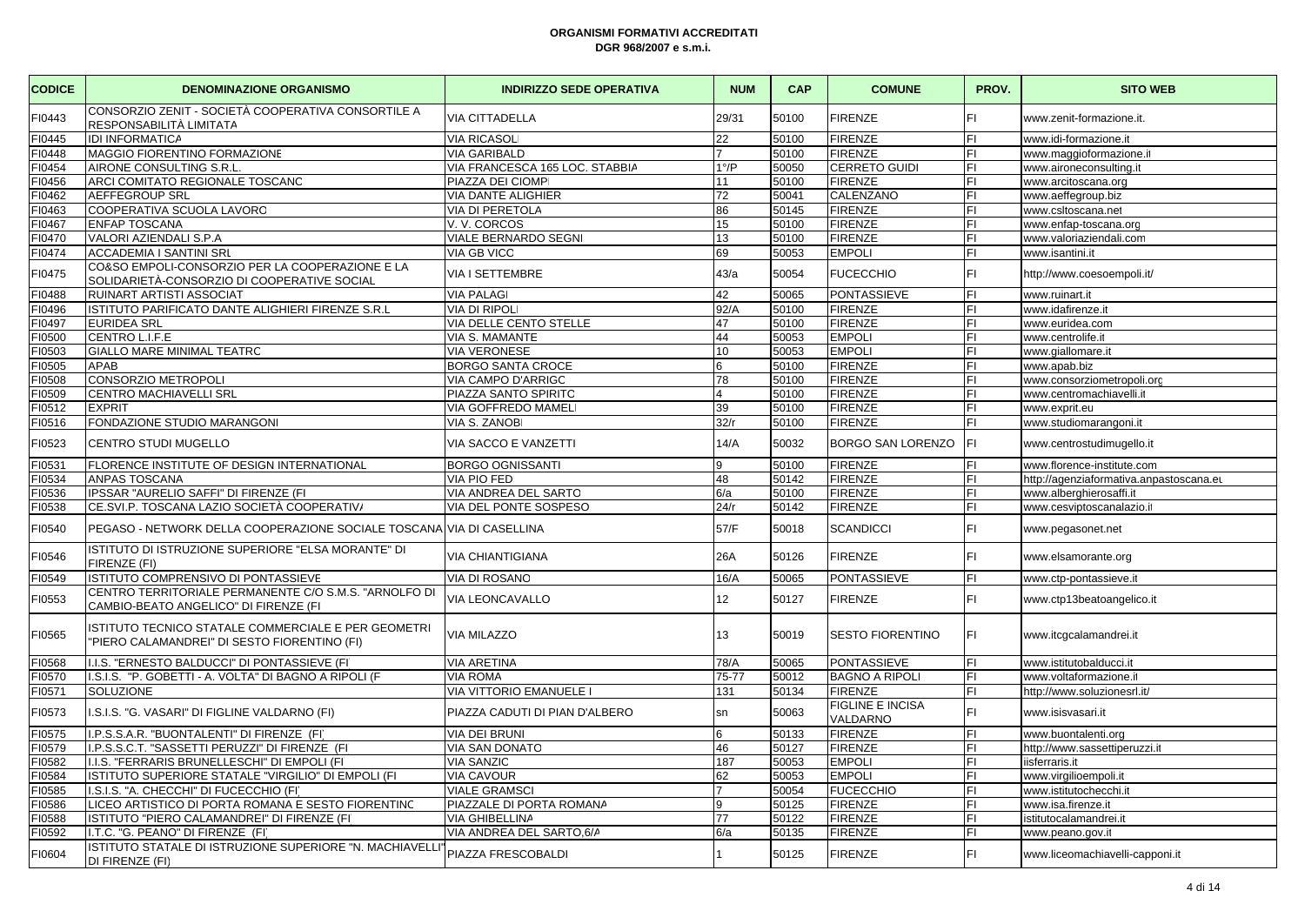**ORGANISMI FORMATIVI ACCREDITATI**
**DGR 968/2007 e s.m.i.**

| CODICE | DENOMINAZIONE ORGANISMO | INDIRIZZO SEDE OPERATIVA | NUM | CAP | COMUNE | PROV. | SITO WEB |
|---|---|---|---|---|---|---|---|
| FI0443 | CONSORZIO ZENIT - SOCIETÀ COOPERATIVA CONSORTILE A RESPONSABILITÀ LIMITATA | VIA CITTADELLA | 29/31 | 50100 | FIRENZE | FI | www.zenit-formazione.it. |
| FI0445 | IDI INFORMATICA | VIA RICASOLI | 22 | 50100 | FIRENZE | FI | www.idi-formazione.it |
| FI0448 | MAGGIO FIORENTINO FORMAZIONE | VIA GARIBALDI | 7 | 50100 | FIRENZE | FI | www.maggioformazione.it |
| FI0454 | AIRONE CONSULTING S.R.L. | VIA FRANCESCA 165 LOC. STABBIA | 1°/P | 50050 | CERRETO GUIDI | FI | www.aironeconsulting.it |
| FI0456 | ARCI COMITATO REGIONALE TOSCANO | PIAZZA DEI CIOMPI | 11 | 50100 | FIRENZE | FI | www.arcitoscana.org |
| FI0462 | AEFFEGROUP SRL | VIA DANTE ALIGHIERI | 72 | 50041 | CALENZANO | FI | www.aeffegroup.biz |
| FI0463 | COOPERATIVA SCUOLA LAVORO | VIA DI PERETOLA | 86 | 50145 | FIRENZE | FI | www.csltoscana.net |
| FI0467 | ENFAP TOSCANA | V. V. CORCOS | 15 | 50100 | FIRENZE | FI | www.enfap-toscana.org |
| FI0470 | VALORI AZIENDALI S.P.A | VIALE BERNARDO SEGNI | 13 | 50100 | FIRENZE | FI | www.valoriaziendali.com |
| FI0474 | ACCADEMIA I SANTINI SRL | VIA GB VICO | 69 | 50053 | EMPOLI | FI | www.isantini.it |
| FI0475 | CO&SO EMPOLI-CONSORZIO PER LA COOPERAZIONE E LA SOLIDARIETÀ-CONSORZIO DI COOPERATIVE SOCIAL | VIA I SETTEMBRE | 43/a | 50054 | FUCECCHIO | FI | http://www.coesoempoli.it/ |
| FI0488 | RUINART ARTISTI ASSOCIAT | VIA PALAGI | 42 | 50065 | PONTASSIEVE | FI | www.ruinart.it |
| FI0496 | ISTITUTO PARIFICATO DANTE ALIGHIERI FIRENZE S.R.L | VIA DI RIPOLI | 92/A | 50100 | FIRENZE | FI | www.idafirenze.it |
| FI0497 | EURIDEA SRL | VIA DELLE CENTO STELLE | 47 | 50100 | FIRENZE | FI | www.euridea.com |
| FI0500 | CENTRO L.I.F.E | VIA S. MAMANTE | 44 | 50053 | EMPOLI | FI | www.centrolife.it |
| FI0503 | GIALLO MARE MINIMAL TEATRO | VIA VERONESE | 10 | 50053 | EMPOLI | FI | www.giallomare.it |
| FI0505 | APAB | BORGO SANTA CROCE | 6 | 50100 | FIRENZE | FI | www.apab.biz |
| FI0508 | CONSORZIO METROPOLI | VIA CAMPO D'ARRIGO | 78 | 50100 | FIRENZE | FI | www.consorziometropoli.org |
| FI0509 | CENTRO MACHIAVELLI SRL | PIAZZA SANTO SPIRITO | 4 | 50100 | FIRENZE | FI | www.centromachiavelli.it |
| FI0512 | EXPRIT | VIA GOFFREDO MAMELI | 39 | 50100 | FIRENZE | FI | www.exprit.eu |
| FI0516 | FONDAZIONE STUDIO MARANGONI | VIA S. ZANOBI | 32/r | 50100 | FIRENZE | FI | www.studiomarangoni.it |
| FI0523 | CENTRO STUDI MUGELLO | VIA SACCO E VANZETTI | 14/A | 50032 | BORGO SAN LORENZO | FI | www.centrostudimugello.it |
| FI0531 | FLORENCE INSTITUTE OF DESIGN INTERNATIONAL | BORGO OGNISSANTI | 9 | 50100 | FIRENZE | FI | www.florence-institute.com |
| FI0534 | ANPAS TOSCANA | VIA PIO FEDI | 48 | 50142 | FIRENZE | FI | http://agenziaformativa.anpastoscana.eu |
| FI0536 | IPSSAR "AURELIO SAFFI" DI FIRENZE (FI | VIA ANDREA DEL SARTO | 6/a | 50100 | FIRENZE | FI | www.alberghierosaffi.it |
| FI0538 | CE.SVI.P. TOSCANA LAZIO SOCIETÀ COOPERATIVA | VIA DEL PONTE SOSPESO | 24/r | 50142 | FIRENZE | FI | www.cesviptoscanalazio.it |
| FI0540 | PEGASO - NETWORK DELLA COOPERAZIONE SOCIALE TOSCANA | VIA DI CASELLINA | 57/F | 50018 | SCANDICCI | FI | www.pegasonet.net |
| FI0546 | ISTITUTO DI ISTRUZIONE SUPERIORE "ELSA MORANTE" DI FIRENZE (FI) | VIA CHIANTIGIANA | 26A | 50126 | FIRENZE | FI | www.elsamorante.org |
| FI0549 | ISTITUTO COMPRENSIVO DI PONTASSIEVE | VIA DI ROSANO | 16/A | 50065 | PONTASSIEVE | FI | www.ctp-pontassieve.it |
| FI0553 | CENTRO TERRITORIALE PERMANENTE C/O S.M.S. "ARNOLFO DI CAMBIO-BEATO ANGELICO" DI FIRENZE (FI | VIA LEONCAVALLO | 12 | 50127 | FIRENZE | FI | www.ctp13beatoangelico.it |
| FI0565 | ISTITUTO TECNICO STATALE COMMERCIALE E PER GEOMETRI "PIERO CALAMANDREI" DI SESTO FIORENTINO (FI) | VIA MILAZZO | 13 | 50019 | SESTO FIORENTINO | FI | www.itcgcalamandrei.it |
| FI0568 | I.I.S. "ERNESTO BALDUCCI" DI PONTASSIEVE (FI | VIA ARETINA | 78/A | 50065 | PONTASSIEVE | FI | www.istitutobalducci.it |
| FI0570 | I.S.I.S. "P. GOBETTI - A. VOLTA" DI BAGNO A RIPOLI (F | VIA ROMA | 75-77 | 50012 | BAGNO A RIPOLI | FI | www.voltaformazione.it |
| FI0571 | SOLUZIONE | VIA VITTORIO EMANUELE I | 131 | 50134 | FIRENZE | FI | http://www.soluzionesrl.it/ |
| FI0573 | I.S.I.S. "G. VASARI" DI FIGLINE VALDARNO (FI) | PIAZZA CADUTI DI PIAN D'ALBERO | sn | 50063 | FIGLINE E INCISA VALDARNO | FI | www.isisvasari.it |
| FI0575 | I.P.S.S.A.R. "BUONTALENTI" DI FIRENZE (FI) | VIA DEI BRUNI | 6 | 50133 | FIRENZE | FI | www.buontalenti.org |
| FI0579 | I.P.S.S.C.T. "SASSETTI PERUZZI" DI FIRENZE (FI | VIA SAN DONATO | 46 | 50127 | FIRENZE | FI | http://www.sassettiperuzzi.it |
| FI0582 | I.I.S. "FERRARIS BRUNELLESCHI" DI EMPOLI (FI | VIA SANZIO | 187 | 50053 | EMPOLI | FI | iisferraris.it |
| FI0584 | ISTITUTO SUPERIORE STATALE "VIRGILIO" DI EMPOLI (FI | VIA CAVOUR | 62 | 50053 | EMPOLI | FI | www.virgilioempoli.it |
| FI0585 | I.S.I.S. "A. CHECCHI" DI FUCECCHIO (FI) | VIALE GRAMSCI | 7 | 50054 | FUCECCHIO | FI | www.istitutochecchi.it |
| FI0586 | LICEO ARTISTICO DI PORTA ROMANA E SESTO FIORENTINO | PIAZZALE DI PORTA ROMANA | 9 | 50125 | FIRENZE | FI | www.isa.firenze.it |
| FI0588 | ISTITUTO "PIERO CALAMANDREI" DI FIRENZE (FI | VIA GHIBELLINA | 77 | 50122 | FIRENZE | FI | istitutocalamandrei.it |
| FI0592 | I.T.C. "G. PEANO" DI FIRENZE (FI) | VIA ANDREA DEL SARTO,6/A | 6/a | 50135 | FIRENZE | FI | www.peano.gov.it |
| FI0604 | ISTITUTO STATALE DI ISTRUZIONE SUPERIORE "N. MACHIAVELLI" DI FIRENZE (FI) | PIAZZA FRESCOBALDI | 1 | 50125 | FIRENZE | FI | www.liceomachiavelli-capponi.it |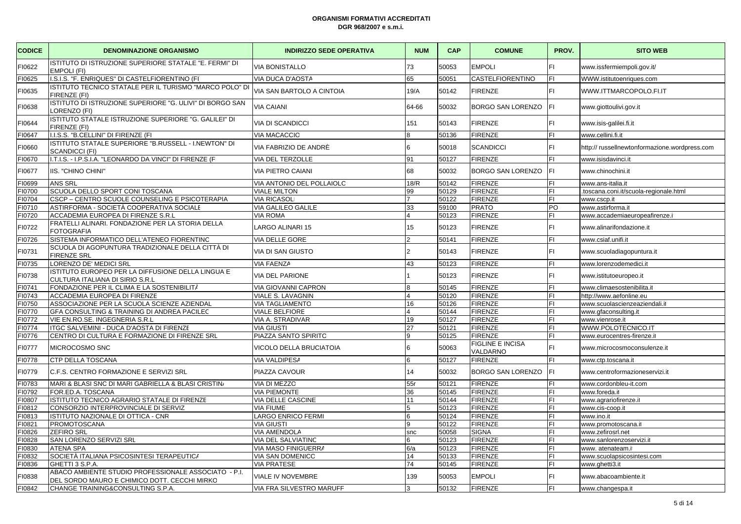**ORGANISMI FORMATIVI ACCREDITATI**
**DGR 968/2007 e s.m.i.**

| CODICE | DENOMINAZIONE ORGANISMO | INDIRIZZO SEDE OPERATIVA | NUM | CAP | COMUNE | PROV. | SITO WEB |
|---|---|---|---|---|---|---|---|
| FI0622 | ISTITUTO DI ISTRUZIONE SUPERIORE STATALE "E. FERMI" DI EMPOLI (FI) | VIA BONISTALLO | 73 | 50053 | EMPOLI | FI | www.issfermiempoli.gov.it/ |
| FI0625 | I.S.I.S. "F. ENRIQUES" DI CASTELFIORENTINO (FI | VIA DUCA D'AOSTA | 65 | 50051 | CASTELFIORENTINO | FI | WWW.istitutoenriques.com |
| FI0635 | ISTITUTO TECNICO STATALE PER IL TURISMO "MARCO POLO" DI FIRENZE (FI) | VIA SAN BARTOLO A CINTOIA | 19/A | 50142 | FIRENZE | FI | WWW.ITTMARCOPOLO.FI.IT |
| FI0638 | ISTITUTO DI ISTRUZIONE SUPERIORE "G. ULIVI" DI BORGO SAN LORENZO (FI) | VIA CAIANI | 64-66 | 50032 | BORGO SAN LORENZO | FI | www.giottoulivi.gov.it |
| FI0644 | ISTITUTO STATALE ISTRUZIONE SUPERIORE "G. GALILEI" DI FIRENZE (FI) | VIA DI SCANDICCI | 151 | 50143 | FIRENZE | FI | www.isis-galilei.fi.it |
| FI0647 | I.I.S.S. "B.CELLINI" DI FIRENZE (FI | VIA MACACCIO | 8 | 50136 | FIRENZE | FI | www.cellini.fi.it |
| FI0660 | ISTITUTO STATALE SUPERIORE "B.RUSSELL - I.NEWTON" DI SCANDICCI (FI) | VIA FABRIZIO DE ANDRÈ | 6 | 50018 | SCANDICCI | FI | http:// russellnewtonformazione.wordpress.com |
| FI0670 | I.T.I.S. - I.P.S.I.A. "LEONARDO DA VINCI" DI FIRENZE (F | VIA DEL TERZOLLE | 91 | 50127 | FIRENZE | FI | www.isisdavinci.it |
| FI0677 | IIS. "CHINO CHINI" | VIA PIETRO CAIANI | 68 | 50032 | BORGO SAN LORENZO | FI | www.chinochini.it |
| FI0699 | ANS SRL | VIA ANTONIO DEL POLLAIOLO | 18/R | 50142 | FIRENZE | FI | www.ans-italia.it |
| FI0700 | SCUOLA DELLO SPORT CONI TOSCANA | VIALE MILTON | 99 | 50129 | FIRENZE | FI | .toscana.coni.it/scuola-regionale.html |
| FI0704 | CSCP – CENTRO SCUOLE COUNSELING E PSICOTERAPIA | VIA RICASOLI | 7 | 50122 | FIRENZE | FI | www.cscp.it |
| FI0710 | ASTIRFORMA - SOCIETÀ COOPERATIVA SOCIALE | VIA GALILEO GALILEI | 33 | 59100 | PRATO | PO | www.astirforma.it |
| FI0720 | ACCADEMIA EUROPEA DI FIRENZE S.R.L | VIA ROMA | 4 | 50123 | FIRENZE | FI | www.accademiaeuropeafirenze.i |
| FI0722 | FRATELLI ALINARI. FONDAZIONE PER LA STORIA DELLA FOTOGRAFIA | LARGO ALINARI 15 | 15 | 50123 | FIRENZE | FI | www.alinarifondazione.it |
| FI0726 | SISTEMA INFORMATICO DELL'ATENEO FIORENTINO | VIA DELLE GORE | 2 | 50141 | FIRENZE | FI | www.csiaf.unifi.it |
| FI0731 | SCUOLA DI AGOPUNTURA TRADIZIONALE DELLA CITTÀ DI FIRENZE SRL | VIA DI SAN GIUSTO | 2 | 50143 | FIRENZE | FI | www.scuoladiagopuntura.it |
| FI0735 | LORENZO DE' MEDICI SRL | VIA FAENZA | 43 | 50123 | FIRENZE | FI | www.lorenzodemedici.it |
| FI0738 | ISTITUTO EUROPEO PER LA DIFFUSIONE DELLA LINGUA E CULTURA ITALIANA DI SIRIO S.R.L | VIA DEL PARIONE | 1 | 50123 | FIRENZE | FI | www.istitutoeuropeo.it |
| FI0741 | FONDAZIONE PER IL CLIMA E LA SOSTENIBILITÀ | VIA GIOVANNI CAPRONI | 8 | 50145 | FIRENZE | FI | www.climaesostenibilita.it |
| FI0743 | ACCADEMIA EUROPEA DI FIRENZE | VIALE S. LAVAGNINI | 4 | 50120 | FIRENZE | FI | http://www.aefonline.eu |
| FI0750 | ASSOCIAZIONE PER LA SCUOLA SCIENZE AZIENDALI | VIA TAGLIAMENTO | 16 | 50126 | FIRENZE | FI | www.scuolascienzeaziendali.it |
| FI0770 | GFA CONSULTING & TRAINING DI ANDREA PACILEO | VIALE BELFIORE | 4 | 50144 | FIRENZE | FI | www.gfaconsulting.it |
| FI0772 | VIE EN.RO.SE. INGEGNERIA S.R.L | VIA A. STRADIVARI | 19 | 50127 | FIRENZE | FI | www.vienrose.it |
| FI0774 | ITGC SALVEMINI - DUCA D'AOSTA DI FIRENZE | VIA GIUSTI | 27 | 50121 | FIRENZE | FI | WWW.POLOTECNICO.IT |
| FI0776 | CENTRO DI CULTURA E FORMAZIONE DI FIRENZE SRL | PIAZZA SANTO SPIRITO | 9 | 50125 | FIRENZE | FI | www.eurocentres-firenze.it |
| FI0777 | MICROCOSMO SNC | VICOLO DELLA BRUCIATOIA | 6 | 50063 | FIGLINE E INCISA VALDARNO | FI | www.microcosmoconsulenze.it |
| FI0778 | CTP DELLA TOSCANA | VIA VALDIPESA | 6 | 50127 | FIRENZE | FI | www.ctp.toscana.it |
| FI0779 | C.F.S. CENTRO FORMAZIONE E SERVIZI SRL | PIAZZA CAVOUR | 14 | 50032 | BORGO SAN LORENZO | FI | www.centroformazioneservizi.it |
| FI0783 | MARI & BLASI SNC DI MARI GABRIELLA & BLASI CRISTINA | VIA DI MEZZO | 55r | 50121 | FIRENZE | FI | www.cordonbleu-it.com |
| FI0792 | FOR.ED.A. TOSCANA | VIA PIEMONTE | 36 | 50145 | FIRENZE | FI | www.foreda.it |
| FI0807 | ISTITUTO TECNICO AGRARIO STATALE DI FIRENZE | VIA DELLE CASCINE | 11 | 50144 | FIRENZE | FI | www.agrariofirenze.it |
| FI0812 | CONSORZIO INTERPROVINCIALE DI SERVIZ | VIA FIUME | 5 | 50123 | FIRENZE | FI | www.cis-coop.it |
| FI0813 | ISTITUTO NAZIONALE DI OTTICA - CNR | LARGO ENRICO FERMI | 6 | 50124 | FIRENZE | FI | www.ino.it |
| FI0821 | PROMOTOSCANA | VIA GIUSTI | 9 | 50122 | FIRENZE | FI | www.promotoscana.it |
| FI0826 | ZEFIRO SRL | VIA AMENDOLA | snc | 50058 | SIGNA | FI | www.zefirosrl.net |
| FI0828 | SAN LORENZO SERVIZI SRL | VIA DEL SALVIATINO | 6 | 50123 | FIRENZE | FI | www.sanlorenzoservizi.it |
| FI0830 | ATENA SPA | VIA MASO FINIGUERRA | 6/a | 50123 | FIRENZE | FI | www. atenateam.it |
| FI0832 | SOCIETÀ ITALIANA PSICOSINTESI TERAPEUTICA | VIA SAN DOMENICO | 14 | 50133 | FIRENZE | FI | www.scuolapsicosintesi.com |
| FI0836 | GHETTI 3 S.P.A. | VIA PRATESE | 74 | 50145 | FIRENZE | FI | www.ghetti3.it |
| FI0838 | ABACO AMBIENTE STUDIO PROFESSIONALE ASSOCIATO - P.I. DEL SORDO MAURO E CHIMICO DOTT. CECCHI MIRKO | VIALE IV NOVEMBRE | 139 | 50053 | EMPOLI | FI | www.abacoambiente.it |
| FI0842 | CHANGE TRAINING&CONSULTING S.P.A. | VIA FRA SILVESTRO MARUFFI | 3 | 50132 | FIRENZE | FI | www.changespa.it |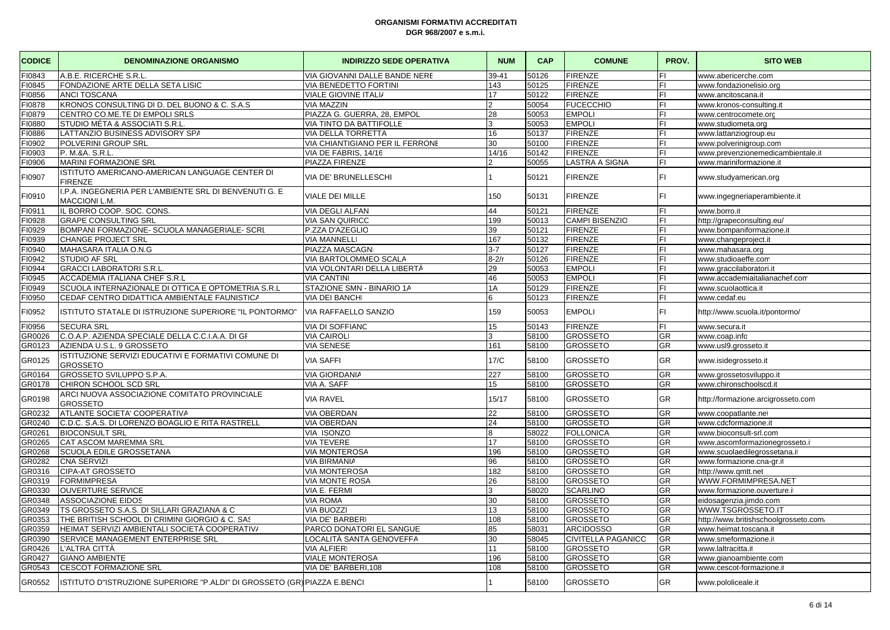# ORGANISMI FORMATIVI ACCREDITATI
**DGR 968/2007 e s.m.i.**

| CODICE | DENOMINAZIONE ORGANISMO | INDIRIZZO SEDE OPERATIVA | NUM | CAP | COMUNE | PROV. | SITO WEB |
|---|---|---|---|---|---|---|---|
| FI0843 | A.B.E. RICERCHE S.R.L. | VIA GIOVANNI DALLE BANDE NERE | 39-41 | 50126 | FIRENZE | FI | www.abericerche.com |
| FI0845 | FONDAZIONE ARTE DELLA SETA LISIO | VIA BENEDETTO FORTINI | 143 | 50125 | FIRENZE | FI | www.fondazionelisio.org |
| FI0856 | ANCI TOSCANA | VIALE GIOVINE ITALIA | 17 | 50122 | FIRENZE | FI | www.ancitoscana.it |
| FI0878 | KRONOS CONSULTING DI D. DEL BUONO & C. S.A.S | VIA MAZZINI | 2 | 50054 | FUCECCHIO | FI | www.kronos-consulting.it |
| FI0879 | CENTRO CO.ME.TE DI EMPOLI SRLS | PIAZZA G. GUERRA, 28, EMPOL | 28 | 50053 | EMPOLI | FI | www.centrocomete.org |
| FI0880 | STUDIO MÉTA & ASSOCIATI S.R.L. | VIA TINTO DA BATTIFOLLE | 3 | 50053 | EMPOLI | FI | www.studiometa.org |
| FI0886 | LATTANZIO BUSINESS ADVISORY SPA | VIA DELLA TORRETTA | 16 | 50137 | FIRENZE | FI | www.lattanziogroup.eu |
| FI0902 | POLVERINI GROUP SRL | VIA CHIANTIGIANO PER IL FERRONE | 30 | 50100 | FIRENZE | FI | www.polverinigroup.com |
| FI0903 | P. M.&A. S.R.L. | VIA DE FABRIS, 14/16 | 14/16 | 50142 | FIRENZE | FI | www.prevenzionemedicambientale.it |
| FI0906 | MARINI FORMAZIONE SRL | PIAZZA FIRENZE | 2 | 50055 | LASTRA A SIGNA | FI | www.mariniformazione.it |
| FI0907 | ISTITUTO AMERICANO-AMERICAN LANGUAGE CENTER DI FIRENZE | VIA DE' BRUNELLESCHI | 1 | 50121 | FIRENZE | FI | www.studyamerican.org |
| FI0910 | I.P.A. INGEGNERIA PER L'AMBIENTE SRL DI BENVENUTI G. E MACCIONI L.M. | VIALE DEI MILLE | 150 | 50131 | FIRENZE | FI | www.ingegneriaperambiente.it |
| FI0911 | IL BORRO COOP. SOC. CONS. | VIA DEGLI ALFANI | 44 | 50121 | FIRENZE | FI | www.borro.it |
| FI0928 | GRAPE CONSULTING SRL | VIA SAN QUIRICO | 199 | 50013 | CAMPI BISENZIO | FI | http://grapeconsulting.eu/ |
| FI0929 | BOMPANI FORMAZIONE- SCUOLA MANAGERIALE- SCRL | P.ZZA D'AZEGLIO | 39 | 50121 | FIRENZE | FI | www.bompaniformazione.it |
| FI0939 | CHANGE PROJECT SRL | VIA MANNELLI | 167 | 50132 | FIRENZE | FI | www.changeproject.it |
| FI0940 | MAHASARA ITALIA O.N.G | PIAZZA MASCAGNI | 3-7 | 50127 | FIRENZE | FI | www.mahasara.org |
| FI0942 | STUDIO AF SRL | VIA BARTOLOMMEO SCALA | 8-2/r | 50126 | FIRENZE | FI | www.studioaeffe.com |
| FI0944 | GRACCI LABORATORI S.R.L. | VIA VOLONTARI DELLA LIBERTÀ | 29 | 50053 | EMPOLI | FI | www.graccilaboratori.it |
| FI0945 | ACCADEMIA ITALIANA CHEF S.R.L | VIA CANTINI | 46 | 50053 | EMPOLI | FI | www.accademiaitalianachef.com |
| FI0949 | SCUOLA INTERNAZIONALE DI OTTICA E OPTOMETRIA S.R.L | STAZIONE SMN - BINARIO 1A | 1A | 50129 | FIRENZE | FI | www.scuolaottica.it |
| FI0950 | CEDAF CENTRO DIDATTICA AMBIENTALE FAUNISTICA | VIA DEI BANCHI | 6 | 50123 | FIRENZE | FI | www.cedaf.eu |
| FI0952 | ISTITUTO STATALE DI ISTRUZIONE SUPERIORE "IL PONTORMO" | VIA RAFFAELLO SANZIO | 159 | 50053 | EMPOLI | FI | http://www.scuola.it/pontormo/ |
| FI0956 | SECURA SRL | VIA DI SOFFIANO | 15 | 50143 | FIRENZE | FI | www.secura.it |
| GR0026 | C.O.A.P. AZIENDA SPECIALE DELLA C.C.I.A.A. DI GR | VIA CAIROLI | 3 | 58100 | GROSSETO | GR | www.coap.info |
| GR0123 | AZIENDA U.S.L. 9 GROSSETO | VIA SENESE | 161 | 58100 | GROSSETO | GR | www.usl9.grosseto.it |
| GR0125 | ISTITUZIONE SERVIZI EDUCATIVI E FORMATIVI COMUNE DI GROSSETO | VIA SAFFI | 17/C | 58100 | GROSSETO | GR | www.isidegrosseto.it |
| GR0164 | GROSSETO SVILUPPO S.P.A. | VIA GIORDANIA | 227 | 58100 | GROSSETO | GR | www.grossetosviluppo.it |
| GR0178 | CHIRON SCHOOL SCD SRL | VIA A. SAFFI | 15 | 58100 | GROSSETO | GR | www.chironschoolscd.it |
| GR0198 | ARCI NUOVA ASSOCIAZIONE COMITATO PROVINCIALE GROSSETO | VIA RAVEL | 15/17 | 58100 | GROSSETO | GR | http://formazione.arcigrosseto.com |
| GR0232 | ATLANTE SOCIETA' COOPERATIVA | VIA OBERDAN | 22 | 58100 | GROSSETO | GR | www.coopatlante.net |
| GR0240 | C.D.C. S.A.S. DI LORENZO BOAGLIO E RITA RASTRELLI | VIA OBERDAN | 24 | 58100 | GROSSETO | GR | www.cdcformazione.it |
| GR0261 | BIOCONSULT SRL | VIA ISONZO | 8 | 58022 | FOLLONICA | GR | www.bioconsult-srl.com |
| GR0265 | CAT ASCOM MAREMMA SRL | VIA TEVERE | 17 | 58100 | GROSSETO | GR | www.ascomformazionegrosseto.it |
| GR0268 | SCUOLA EDILE GROSSETANA | VIA MONTEROSA | 196 | 58100 | GROSSETO | GR | www.scuolaedilegrossetana.it |
| GR0282 | CNA SERVIZI | VIA BIRMANIA | 96 | 58100 | GROSSETO | GR | www.formazione.cna-gr.it |
| GR0316 | CIPA-AT GROSSETO | VIA MONTEROSA | 182 | 58100 | GROSSETO | GR | http://www.qmtt.net |
| GR0319 | FORMIMPRESA | VIA MONTE ROSA | 26 | 58100 | GROSSETO | GR | WWW.FORMIMPRESA.NET |
| GR0330 | OUVERTURE SERVICE | VIA E. FERMI | 3 | 58020 | SCARLINO | GR | www.formazione.ouverture.it |
| GR0348 | ASSOCIAZIONE EIDOS | VIA ROMA | 30 | 58100 | GROSSETO | GR | eidosagenzia.jimdo.com |
| GR0349 | TS GROSSETO S.A.S. DI SILLARI GRAZIANA & C | VIA BUOZZI | 13 | 58100 | GROSSETO | GR | WWW.TSGROSSETO.IT |
| GR0353 | THE BRITISH SCHOOL DI CRIMINI GIORGIO & C. SAS | VIA DE' BARBERI | 108 | 58100 | GROSSETO | GR | http://www.britishschoolgrosseto.com/ |
| GR0359 | HEIMAT SERVIZI AMBIENTALI SOCIETÀ COOPERATIVA | PARCO DONATORI EL SANGUE | 85 | 58031 | ARCIDOSSO | GR | www.heimat.toscana.it |
| GR0390 | SERVICE MANAGEMENT ENTERPRISE SRL | LOCALITÀ SANTA GENOVEFFA | 30 | 58045 | CIVITELLA PAGANICO | GR | www.smeformazione.it |
| GR0426 | L'ALTRA CITTÀ | VIA ALFIERI | 11 | 58100 | GROSSETO | GR | www.laltracitta.it |
| GR0427 | GIANO AMBIENTE | VIALE MONTEROSA | 196 | 58100 | GROSSETO | GR | www.gianoambiente.com |
| GR0543 | CESCOT FORMAZIONE SRL | VIA DE' BARBERI,108 | 108 | 58100 | GROSSETO | GR | www.cescot-formazione.it |
| GR0552 | ISTITUTO D"ISTRUZIONE SUPERIORE "P.ALDI" DI GROSSETO (GR) | PIAZZA E.BENCI | 1 | 58100 | GROSSETO | GR | www.pololiceale.it |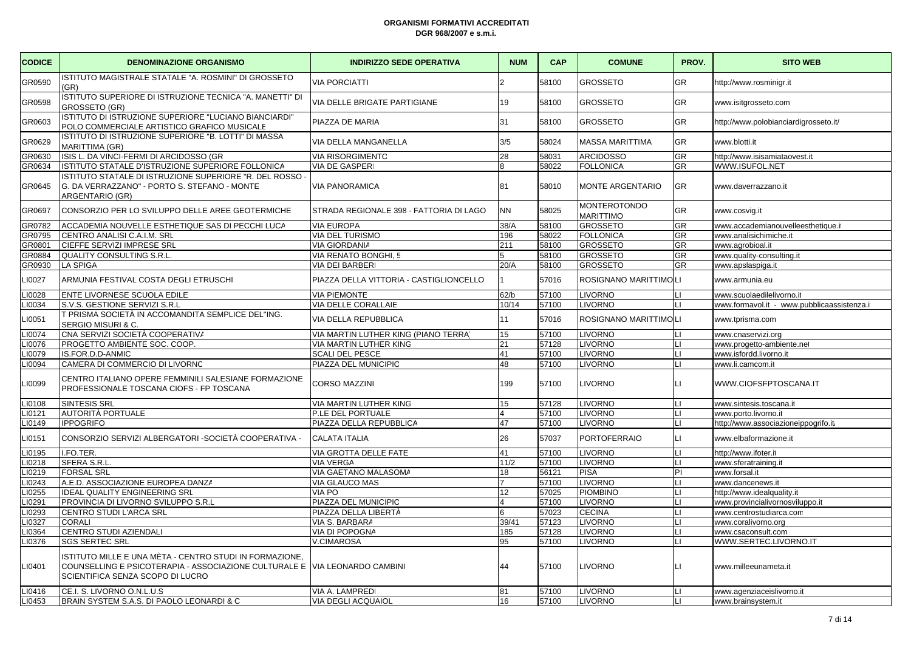**ORGANISMI FORMATIVI ACCREDITATI**
**DGR 968/2007 e s.m.i.**

| CODICE | DENOMINAZIONE ORGANISMO | INDIRIZZO SEDE OPERATIVA | NUM | CAP | COMUNE | PROV. | SITO WEB |
|---|---|---|---|---|---|---|---|
| GR0590 | ISTITUTO MAGISTRALE STATALE "A. ROSMINI" DI GROSSETO (GR) | VIA PORCIATTI | 2 | 58100 | GROSSETO | GR | http://www.rosminigr.it |
| GR0598 | ISTITUTO SUPERIORE DI ISTRUZIONE TECNICA "A. MANETTI" DI GROSSETO (GR) | VIA DELLE BRIGATE PARTIGIANE | 19 | 58100 | GROSSETO | GR | www.isitgrosseto.com |
| GR0603 | ISTITUTO DI ISTRUZIONE SUPERIORE "LUCIANO BIANCIARDI" POLO COMMERCIALE ARTISTICO GRAFICO MUSICALE | PIAZZA DE MARIA | 31 | 58100 | GROSSETO | GR | http://www.polobianciardigrosseto.it/ |
| GR0629 | ISTITUTO DI ISTRUZIONE SUPERIORE "B. LOTTI" DI MASSA MARITTIMA (GR) | VIA DELLA MANGANELLA | 3/5 | 58024 | MASSA MARITTIMA | GR | www.blotti.it |
| GR0630 | ISIS L. DA VINCI-FERMI DI ARCIDOSSO (GR | VIA RISORGIMENTO | 28 | 58031 | ARCIDOSSO | GR | http://www.isisamiataovest.it |
| GR0634 | ISTITUTO STATALE D'ISTRUZIONE SUPERIORE FOLLONICA | VIA DE GASPERI | 8 | 58022 | FOLLONICA | GR | WWW.ISUFOL.NET |
| GR0645 | ISTITUTO STATALE DI ISTRUZIONE SUPERIORE "R. DEL ROSSO - G. DA VERRAZZANO" - PORTO S. STEFANO - MONTE ARGENTARIO (GR) | VIA PANORAMICA | 81 | 58010 | MONTE ARGENTARIO | GR | www.daverrazzano.it |
| GR0697 | CONSORZIO PER LO SVILUPPO DELLE AREE GEOTERMICHE | STRADA REGIONALE 398 - FATTORIA DI LAGO | NN | 58025 | MONTEROTONDO MARITTIMO | GR | www.cosvig.it |
| GR0782 | ACCADEMIA NOUVELLE ESTHETIQUE SAS DI PECCHI LUCA | VIA EUROPA | 38/A | 58100 | GROSSETO | GR | www.accademianouvelleesthetique.it |
| GR0795 | CENTRO ANALISI C.A.I.M. SRL | VIA DEL TURISMO | 196 | 58022 | FOLLONICA | GR | www.analisichimiche.it |
| GR0801 | CIEFFE SERVIZI IMPRESE SRL | VIA GIORDANIA | 211 | 58100 | GROSSETO | GR | www.agrobioal.it |
| GR0884 | QUALITY CONSULTING S.R.L. | VIA RENATO BONGHI, 5 | 5 | 58100 | GROSSETO | GR | www.quality-consulting.it |
| GR0930 | LA SPIGA | VIA DEI BARBERI | 20/A | 58100 | GROSSETO | GR | www.apslaspiga.it |
| LI0027 | ARMUNIA FESTIVAL COSTA DEGLI ETRUSCHI | PIAZZA DELLA VITTORIA - CASTIGLIONCELLO | 1 | 57016 | ROSIGNANO MARITTIMO | LI | www.armunia.eu |
| LI0028 | ENTE LIVORNESE SCUOLA EDILE | VIA PIEMONTE | 62/b | 57100 | LIVORNO | LI | www.scuolaedilelivorno.it |
| LI0034 | S.V.S. GESTIONE SERVIZI S.R.L | VIA DELLE CORALLAIE | 10/14 | 57100 | LIVORNO | LI | www.formavol.it - www.pubblicaassistenza.it |
| LI0051 | T PRISMA SOCIETÀ IN ACCOMANDITA SEMPLICE DEL"ING. SERGIO MISURI & C. | VIA DELLA REPUBBLICA | 11 | 57016 | ROSIGNANO MARITTIMO | LI | www.tprisma.com |
| LI0074 | CNA SERVIZI SOCIETÀ COOPERATIVA | VIA MARTIN LUTHER KING (PIANO TERRA) | 15 | 57100 | LIVORNO | LI | www.cnaservizi.org |
| LI0076 | PROGETTO AMBIENTE SOC. COOP. | VIA MARTIN LUTHER KING | 21 | 57128 | LIVORNO | LI | www.progetto-ambiente.net |
| LI0079 | IS.FOR.D.D-ANMIC | SCALI DEL PESCE | 41 | 57100 | LIVORNO | LI | www.isfordd.livorno.it |
| LI0094 | CAMERA DI COMMERCIO DI LIVORNO | PIAZZA DEL MUNICIPIO | 48 | 57100 | LIVORNO | LI | www.li.camcom.it |
| LI0099 | CENTRO ITALIANO OPERE FEMMINILI SALESIANE FORMAZIONE PROFESSIONALE TOSCANA CIOFS - FP TOSCANA | CORSO MAZZINI | 199 | 57100 | LIVORNO | LI | WWW.CIOFSFPTOSCANA.IT |
| LI0108 | SINTESIS SRL | VIA MARTIN LUTHER KING | 15 | 57128 | LIVORNO | LI | www.sintesis.toscana.it |
| LI0121 | AUTORITÀ PORTUALE | P.LE DEL PORTUALE | 4 | 57100 | LIVORNO | LI | www.porto.livorno.it |
| LI0149 | IPPOGRIFO | PIAZZA DELLA REPUBBLICA | 47 | 57100 | LIVORNO | LI | http://www.associazioneippogrifo.it |
| LI0151 | CONSORZIO SERVIZI ALBERGATORI -SOCIETÀ COOPERATIVA - | CALATA ITALIA | 26 | 57037 | PORTOFERRAIO | LI | www.elbaformazione.it |
| LI0195 | I.FO.TER. | VIA GROTTA DELLE FATE | 41 | 57100 | LIVORNO | LI | http://www.ifoter.it |
| LI0218 | SFERA S.R.L. | VIA VERGA | 11/2 | 57100 | LIVORNO | LI | www.sferatraining.it |
| LI0219 | FORSAL SRL | VIA GAETANO MALASOMA | 18 | 56121 | PISA | PI | www.forsal.it |
| LI0243 | A.E.D. ASSOCIAZIONE EUROPEA DANZA | VIA GLAUCO MAS | 7 | 57100 | LIVORNO | LI | www.dancenews.it |
| LI0255 | IDEAL QUALITY ENGINEERING SRL | VIA PO | 12 | 57025 | PIOMBINO | LI | http://www.idealquality.it |
| LI0291 | PROVINCIA DI LIVORNO SVILUPPO S.R.L | PIAZZA DEL MUNICIPIO | 4 | 57100 | LIVORNO | LI | www.provincialivornosviluppo.it |
| LI0293 | CENTRO STUDI L'ARCA SRL | PIAZZA DELLA LIBERTÀ | 6 | 57023 | CECINA | LI | www.centrostudiarca.com |
| LI0327 | CORALI | VIA S. BARBARA | 39/41 | 57123 | LIVORNO | LI | www.coralivorno.org |
| LI0364 | CENTRO STUDI AZIENDALI | VIA DI POPOGNA | 185 | 57128 | LIVORNO | LI | www.csaconsult.com |
| LI0376 | SGS SERTEC SRL | V.CIMAROSA | 95 | 57100 | LIVORNO | LI | WWW.SERTEC.LIVORNO.IT |
| LI0401 | ISTITUTO MILLE E UNA MÈTA - CENTRO STUDI IN FORMAZIONE, COUNSELLING E PSICOTERAPIA - ASSOCIAZIONE CULTURALE E SCIENTIFICA SENZA SCOPO DI LUCRO | VIA LEONARDO CAMBINI | 44 | 57100 | LIVORNO | LI | www.milleeunameta.it |
| LI0416 | CE.I. S. LIVORNO O.N.L.U.S | VIA A. LAMPREDI | 81 | 57100 | LIVORNO | LI | www.agenziaceislivorno.it |
| LI0453 | BRAIN SYSTEM S.A.S. DI PAOLO LEONARDI & C | VIA DEGLI ACQUAIOL | 16 | 57100 | LIVORNO | LI | www.brainsystem.it |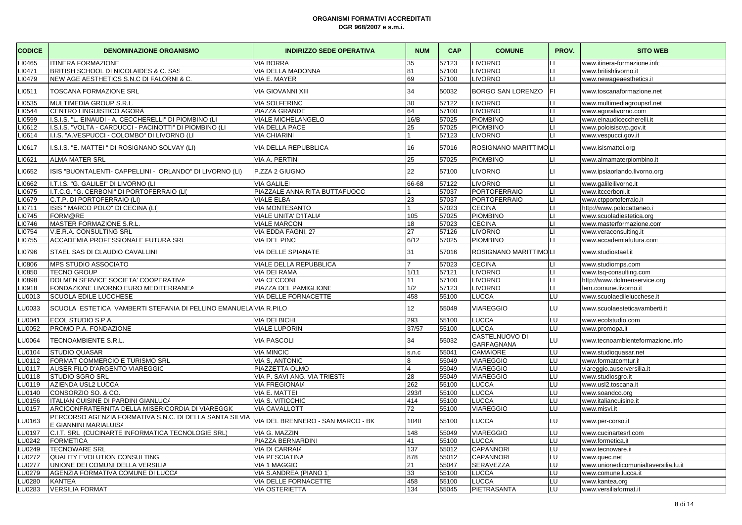**ORGANISMI FORMATIVI ACCREDITATI**
**DGR 968/2007 e s.m.i.**

| CODICE | DENOMINAZIONE ORGANISMO | INDIRIZZO SEDE OPERATIVA | NUM | CAP | COMUNE | PROV. | SITO WEB |
|---|---|---|---|---|---|---|---|
| LI0465 | ITINERA FORMAZIONE | VIA BORRA | 35 | 57123 | LIVORNO | LI | www.itinera-formazione.info |
| LI0471 | BRITISH SCHOOL DI NICOLAIDES & C. SAS | VIA DELLA MADONNA | 81 | 57100 | LIVORNO | LI | www.britishlivorno.it |
| LI0479 | NEW AGE AESTHETICS S.N.C DI FALORNI & C. | VIA E. MAYER | 69 | 57100 | LIVORNO | LI | www.newageaesthetics.it |
| LI0511 | TOSCANA FORMAZIONE SRL | VIA GIOVANNI XIII | 34 | 50032 | BORGO SAN LORENZO | FI | www.toscanaformazione.net |
| LI0535 | MULTIMEDIA GROUP S.R.L. | VIA SOLFERINO | 30 | 57122 | LIVORNO | LI | www.multimediagroupsrl.net |
| LI0544 | CENTRO LINGUISTICO AGORÀ | PIAZZA GRANDE | 64 | 57100 | LIVORNO | LI | www.agoralivorno.com |
| LI0599 | I.S.I.S. "L. EINAUDI - A. CECCHERELLI" DI PIOMBINO (LI) | VIALE MICHELANGELO | 16/B | 57025 | PIOMBINO | LI | www.einaudiceccherelli.it |
| LI0612 | I.S.I.S. "VOLTA - CARDUCCI - PACINOTTI" DI PIOMBINO (LI) | VIA DELLA PACE | 25 | 57025 | PIOMBINO | LI | www.poloisiscvp.gov.it |
| LI0614 | I.I.S. "A.VESPUCCI - COLOMBO" DI LIVORNO (LI) | VIA CHIARINI | 1 | 57123 | LIVORNO | LI | www.vespucci.gov.it |
| LI0617 | I.S.I.S. "E. MATTEI " DI ROSIGNANO SOLVAY (LI) | VIA DELLA REPUBBLICA | 16 | 57016 | ROSIGNANO MARITTIMO | LI | www.isismattei.org |
| LI0621 | ALMA MATER SRL | VIA A. PERTINI | 25 | 57025 | PIOMBINO | LI | www.almamaterpiombino.it |
| LI0652 | ISIS "BUONTALENTI- CAPPELLINI - ORLANDO" DI LIVORNO (LI) | P.ZZA 2 GIUGNO | 22 | 57100 | LIVORNO | LI | www.ipsiaorlando.livorno.org |
| LI0662 | I.T.I.S. "G. GALILEI" DI LIVORNO (LI) | VIA GALILEI | 66-68 | 57122 | LIVORNO | LI | www.galileilivorno.it |
| LI0675 | I.T.C.G. "G. CERBONI" DI PORTOFERRAIO (LI) | PIAZZALE ANNA RITA BUTTAFUOCO | 1 | 57037 | PORTOFERRAIO | LI | www.itccerboni.it |
| LI0679 | C.T.P. DI PORTOFERRAIO (LI) | VIALE ELBA | 23 | 57037 | PORTOFERRAIO | LI | www.ctpportoferraio.it |
| LI0711 | ISIS " MARCO POLO" DI CECINA (LI) | VIA MONTESANTO | 1 | 57023 | CECINA | LI | http://www.polocattaneo.it |
| LI0745 | FORM@RE | VIALE UNITA' D'ITALIA | 105 | 57025 | PIOMBINO | LI | www.scuoladiestetica.org |
| LI0746 | MASTER FORMAZIONE S.R.L. | VIALE MARCONI | 18 | 57023 | CECINA | LI | www.masterformazione.com |
| LI0754 | V.E.R.A. CONSULTING SRL | VIA EDDA FAGNI, 27 | 27 | 57126 | LIVORNO | LI | www.veraconsulting.it |
| LI0755 | ACCADEMIA PROFESSIONALE FUTURA SRL | VIA DEL PINO | 6/12 | 57025 | PIOMBINO | LI | www.accademiafutura.com |
| LI0796 | STAEL SAS DI CLAUDIO CAVALLINI | VIA DELLE SPIANATE | 31 | 57016 | ROSIGNANO MARITTIMO | LI | www.studiostael.it |
| LI0806 | MPS STUDIO ASSOCIATO | VIALE DELLA REPUBBLICA | 7 | 57023 | CECINA | LI | www.studiomps.com |
| LI0850 | TECNO GROUP | VIA DEI RAMA | 1/11 | 57121 | LIVORNO | LI | www.tsq-consulting.com |
| LI0898 | DOLMEN SERVICE SOCIETA' COOPERATIVA | VIA CECCONI | 11 | 57100 | LIVORNO | LI | http://www.dolmenservice.org |
| LI0918 | FONDAZIONE LIVORNO EURO MEDITERRANEA | PIAZZA DEL PAMIGLIONE | 1/2 | 57123 | LIVORNO | LI | lem.comune.livorno.it |
| LU0013 | SCUOLA EDILE LUCCHESE | VIA DELLE FORNACETTE | 458 | 55100 | LUCCA | LU | www.scuolaedilelucchese.it |
| LU0033 | SCUOLA ESTETICA VAMBERTI STEFANIA DI PELLINO EMANUELA | VIA R.PILO | 12 | 55049 | VIAREGGIO | LU | www.scuolaesteticavamberti.it |
| LU0041 | ECOL STUDIO S.P.A. | VIA DEI BICHI | 293 | 55100 | LUCCA | LU | www.ecolstudio.com |
| LU0052 | PROMO P.A. FONDAZIONE | VIALE LUPORINI | 37/57 | 55100 | LUCCA | LU | www.promopa.it |
| LU0064 | TECNOAMBIENTE S.R.L. | VIA PASCOLI | 34 | 55032 | CASTELNUOVO DI GARFAGNANA | LU | www.tecnoambienteformazione.info |
| LU0104 | STUDIO QUASAR | VIA MINCIO | s.n.c | 55041 | CAMAIORE | LU | www.studioquasar.net |
| LU0112 | FORMAT COMMERCIO E TURISMO SRL | VIA S, ANTONIO | 8 | 55049 | VIAREGGIO | LU | www.formatcomtur.it |
| LU0117 | AUSER FILO D'ARGENTO VIAREGGIO | PIAZZETTA OLMO | 4 | 55049 | VIAREGGIO | LU | viareggio.auserversilia.it |
| LU0118 | STUDIO SGRO SRL | VIA P. SAVI ANG. VIA TRIESTE | 28 | 55049 | VIAREGGIO | LU | www.studiosgro.it |
| LU0119 | AZIENDA USL2 LUCCA | VIA FREGIONAIA | 262 | 55100 | LUCCA | LU | www.usl2.toscana.it |
| LU0140 | CONSORZIO SO. & CO. | VIA E. MATTEI | 293/f | 55100 | LUCCA | LU | www.soandco.org |
| LU0156 | ITALIAN CUISINE DI PARDINI GIANLUCA | VIA S. VITICCHIO | 414 | 55100 | LUCCA | LU | www.italiancuisine.it |
| LU0157 | ARCICONFRATERNITA DELLA MISERICORDIA DI VIAREGGIO | VIA CAVALLOTTI | 72 | 55100 | VIAREGGIO | LU | www.misvi.it |
| LU0163 | PERCORSO AGENZIA FORMATIVA S.N.C. DI DELLA SANTA SILVIA E GIANNINI MARIALUISA | VIA DEL BRENNERO - SAN MARCO - BK | 1040 | 55100 | LUCCA | LU | www.per-corso.it |
| LU0197 | C.I.T. SRL (CUCINARTE INFORMATICA TECNOLOGIE SRL) | VIA G. MAZZIN | 148 | 55049 | VIAREGGIO | LU | www.cucinartesrl.com |
| LU0242 | FORMETICA | PIAZZA BERNARDINI | 41 | 55100 | LUCCA | LU | www.formetica.it |
| LU0249 | TECNOWARE SRL | VIA DI CARRAIA | 137 | 55012 | CAPANNORI | LU | www.tecnoware.it |
| LU0272 | QUALITY EVOLUTION CONSULTING | VIA PESCIATINA | 878 | 55012 | CAPANNORI | LU | www.quec.net |
| LU0277 | UNIONE DEI COMUNI DELLA VERSILIA | VIA 1 MAGGIO | 21 | 55047 | SERAVEZZA | LU | www.unionedicomunialtaversilia.lu.it |
| LU0279 | AGENZIA FORMATIVA COMUNE DI LUCCA | VIA S.ANDREA (PIANO 1) | 33 | 55100 | LUCCA | LU | www.comune.lucca.it |
| LU0280 | KANTEA | VIA DELLE FORNACETTE | 458 | 55100 | LUCCA | LU | www.kantea.org |
| LU0283 | VERSILIA FORMAT | VIA OSTERIETTA | 134 | 55045 | PIETRASANTA | LU | www.versiliaformat.it |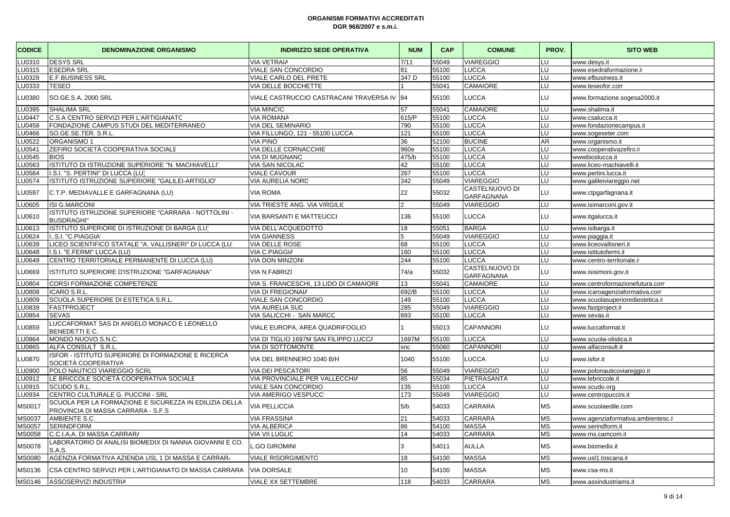**ORGANISMI FORMATIVI ACCREDITATI**
**DGR 968/2007 e s.m.i.**

| CODICE | DENOMINAZIONE ORGANISMO | INDIRIZZO SEDE OPERATIVA | NUM | CAP | COMUNE | PROV. | SITO WEB |
|---|---|---|---|---|---|---|---|
| LU0310 | DESYS SRL | VIA VETRAIA | 7/11 | 55049 | VIAREGGIO | LU | www.desys.it |
| LU0315 | ESEDRA SRL | VIALE SAN CONCORDIO | 81 | 55100 | LUCCA | LU | www.esedraformazione.it |
| LU0328 | E.F.BUSINESS SRL | VIALE CARLO DEL PRETE | 347 D | 55100 | LUCCA | LU | www.efbusiness.it |
| LU0333 | TESEO | VIA DELLE BOCCHETTE | 1 | 55041 | CAMAIORE | LU | www.teseofor.com |
| LU0380 | SO.GE.S.A. 2000 SRL | VIALE CASTRUCCIO CASTRACANI TRAVERSA IV | 84 | 55100 | LUCCA | LU | www.formazione.sogesa2000.it |
| LU0395 | SHALIMA SRL | VIA MINCIO | 57 | 55041 | CAMAIORE | LU | www.shalima.it |
| LU0447 | C.S.A CENTRO SERVIZI PER L'ARTIGIANATO | VIA ROMANA | 615/P | 55100 | LUCCA | LU | www.csalucca.it |
| LU0458 | FONDAZIONE CAMPUS STUDI DEL MEDITERRANEO | VIA DEL SEMINARIO | 790 | 55100 | LUCCA | LU | www.fondazionecampus.it |
| LU0466 | SO.GE.SE.TER. S.R.L. | VIA FILLUNGO, 121 - 55100 LUCCA | 121 | 55100 | LUCCA | LU | www.sogeseter.com |
| LU0522 | ORGANISMO 1 | VIA PINO | 36 | 52100 | BUCINE | AR | www.organismo.it |
| LU0541 | ZEFIRO SOCIETÀ COOPERATIVA SOCIALE | VIA DELLE CORNACCHIE | 960e | 55100 | LUCCA | LU | www.cooperativazefiro.it |
| LU0545 | BIOS | VIA DI MUGNANO | 475/b | 55100 | LUCCA | LU | wwwbioslucca.it |
| LU0563 | ISTITUTO DI ISTRUZIONE SUPERIORE "N. MACHIAVELLI" | VIA SAN NICOLAO | 42 | 55100 | LUCCA | LU | www.liceo-machiavelli.it |
| LU0564 | I.S.I. "S. PERTINI" DI LUCCA (LU) | VIALE CAVOUR | 267 | 55100 | LUCCA | LU | www.pertini.lucca.it |
| LU0574 | ISTITUTO ISTRUZIONE SUPERIORE "GALILEI-ARTIGLIO" | VIA AURELIA NORD | 342 | 55049 | VIAREGGIO | LU | www.galileiviareggio.net |
| LU0597 | C.T.P. MEDIAVALLE E GARFAGNANA (LU) | VIA ROMA | 22 | 55032 | CASTELNUOVO DI GARFAGNANA | LU | www.ctpgarfagnana.it |
| LU0605 | ISI G.MARCONI | VIA TRIESTE ANG. VIA VIRGILIO | 2 | 55049 | VIAREGGIO | LU | www.isimarconi.gov.it |
| LU0610 | ISTITUTO ISTRUZIONE SUPERIORE "CARRARA - NOTTOLINI - BUSDRAGHI" | VIA BARSANTI E MATTEUCCI | 136 | 55100 | LUCCA | LU | www.itgalucca.it |
| LU0613 | ISTITUTO SUPERIORE DI ISTRUZIONE DI BARGA (LU) | VIA DELL'ACQUEDOTTO | 18 | 55051 | BARGA | LU | www.isibarga.it |
| LU0624 | I..S.I. "C.PIAGGIA' | VIA GIANNESSI | 5 | 55049 | VIAREGGIO | LU | www.piaggia.it |
| LU0639 | LICEO SCIENTIFICO STATALE "A. VALLISNERI" DI LUCCA (LU) | VIA DELLE ROSE | 68 | 55100 | LUCCA | LU | www.liceovallisneri.it |
| LU0648 | I.S.I. "E.FERMI" LUCCA (LU) | VIA C.PIAGGIA | 160 | 55100 | LUCCA | LU | www.istitutofermi.it |
| LU0649 | CENTRO TERRITORIALE PERMANENTE DI LUCCA (LU) | VIA DON MINZONI | 244 | 55100 | LUCCA | LU | www.centro-territoriale.it |
| LU0669 | ISTITUTO SUPERIORE D'ISTRUZIONE "GARFAGNANA" | VIA N.FABRIZI | 74/a | 55032 | CASTELNUOVO DI GARFAGNANA | LU | www.isisimoni.gov.it |
| LU0804 | CORSI FORMAZIONE COMPETENZE | VIA S. FRANCESCHI, 13 LIDO DI CAMAIORE | 13 | 55041 | CAMAIORE | LU | www.centroformazionefutura.com |
| LU0808 | ICARO S.R.L. | VIA DI FREGIONAIA | 692/B | 55100 | LUCCA | LU | www.icaroagenziaformativa.com |
| LU0809 | SCUOLA SUPERIORE DI ESTETICA S.R.L. | VIALE SAN CONCORDIO | 149 | 55100 | LUCCA | LU | www.scuolasuperiorediestetica.it |
| LU0839 | FASTPROJECT | VIA AURELIA SUD | 285 | 55049 | VIAREGGIO | LU | www.fastproject.it |
| LU0854 | SEVAS | VIA SALICCHI - SAN MARCO | 893 | 55100 | LUCCA | LU | www.sevas.it |
| LU0859 | LUCCAFORMAT SAS DI ANGELO MONACO E LEONELLO BENEDETTI E C. | VIALE EUROPA, AREA QUADRIFOGLIO | 1 | 55013 | CAPANNORI | LU | www.luccaformat.it |
| LU0864 | MONDO NUOVO S.N.C. | VIA DI TIGLIO 1697M SAN FILIPPO LUCCA | 1697M | 55100 | LUCCA | LU | www.scuola-olistica.it |
| LU0865 | ALFA CONSULT S.R.L. | VIA DI SOTTOMONTE | snc | 55060 | CAPANNORI | LU | www.alfaconsult.it |
| LU0870 | ISFOR - ISTITUTO SUPERIORE DI FORMAZIONE E RICERCA SOCIETÀ COOPERATIVA | VIA DEL BRENNERO 1040 B/H | 1040 | 55100 | LUCCA | LU | www.isfor.it |
| LU0900 | POLO NAUTICO VIAREGGIO SCRL | VIA DEI PESCATORI | 56 | 55049 | VIAREGGIO | LU | www.polonauticoviareggio.it |
| LU0912 | LE BRICCOLE SOCIETÀ COOPERATIVA SOCIALE | VIA PROVINCIALE PER VALLECCHIA | 85 | 55034 | PIETRASANTA | LU | www.lebriccole.it |
| LU0915 | SCUDO S.R.L. | VIALE SAN CONCORDIO | 135 | 55100 | LUCCA | LU | www.scudo.org |
| LU0934 | CENTRO CULTURALE G. PUCCINI - SRL | VIA AMERIGO VESPUCCI | 173 | 55049 | VIAREGGIO | LU | www.centropuccini.it |
| MS0017 | SCUOLA PER LA FORMAZIONE E SICUREZZA IN EDILIZIA DELLA PROVINCIA DI MASSA CARRARA - S.F.S | VIA PELLICCIA | 5/b | 54033 | CARRARA | MS | www.scuolaedile.com |
| MS0037 | AMBIENTE S.C. | VIA FRASSINA | 21 | 54033 | CARRARA | MS | www.agenziaformativa.ambientesc.it |
| MS0057 | SERINDFORM | VIA ALBERICA | 86 | 54100 | MASSA | MS | www.serindform.it |
| MS0058 | C.C.I.A.A. DI MASSA CARRARA | VIA VII LUGLIO | 14 | 54033 | CARRARA | MS | www.ms.camcom.it |
| MS0078 | LABORATORIO DI ANALISI BIOMEDIX DI NANNA GIOVANNI E CO. S.A.S. | L.GO GIROMINI | 3 | 54011 | AULLA | MS | www.biomedix.it |
| MS0080 | AGENZIA FORMATIVA AZIENDA USL 1 DI MASSA E CARRARA | VIALE RISORGIMENTO | 18 | 54100 | MASSA | MS | www.usl1.toscana.it |
| MS0136 | CSA CENTRO SERVIZI PER L'ARTIGIANATO DI MASSA CARRARA | VIA DORSALE | 10 | 54100 | MASSA | MS | www.csa-ms.it |
| MS0146 | ASSOSERVIZI INDUSTRIA | VIALE XX SETTEMBRE | 118 | 54033 | CARRARA | MS | www.assindustriams.it |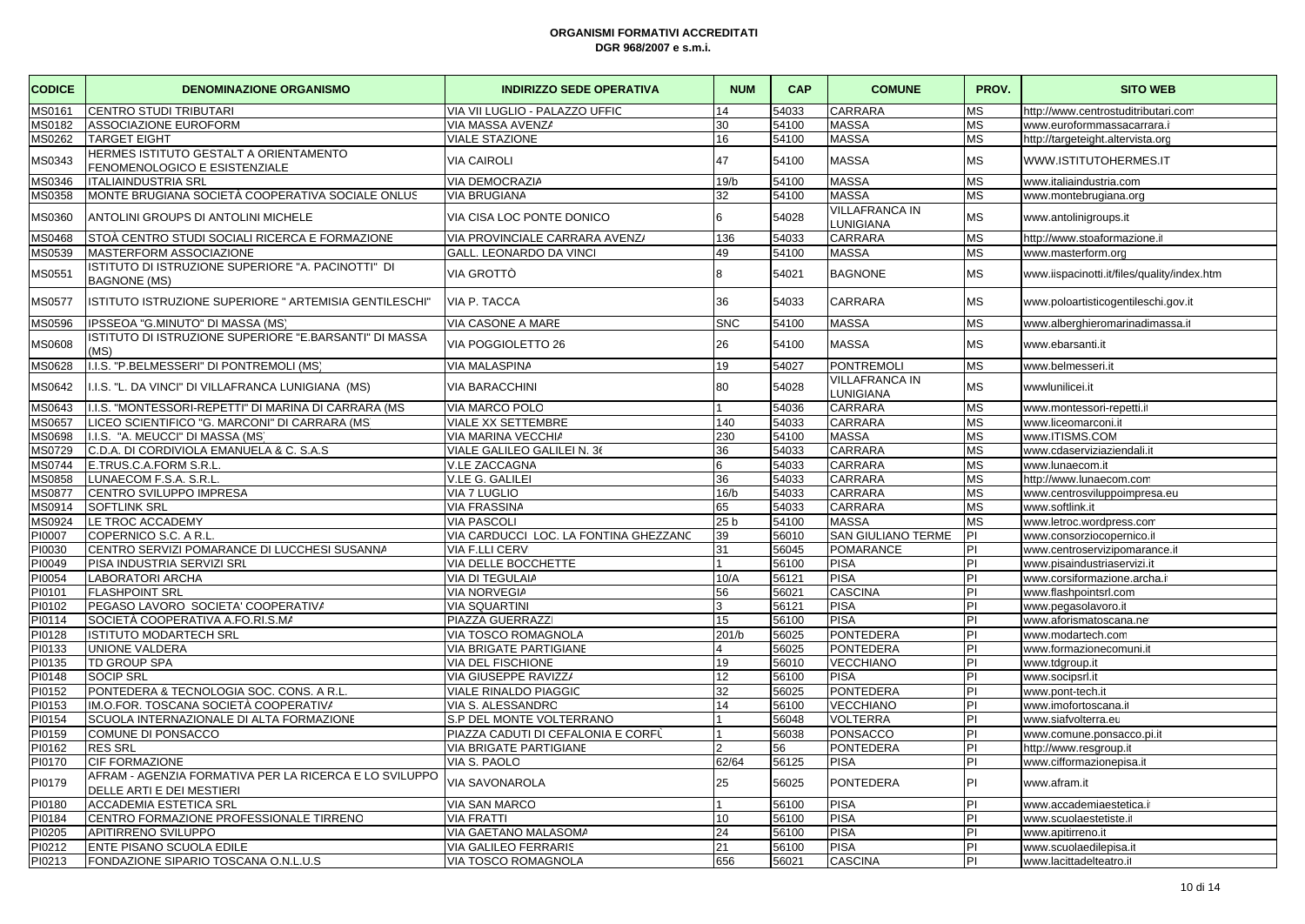**ORGANISMI FORMATIVI ACCREDITATI**
**DGR 968/2007 e s.m.i.**

| CODICE | DENOMINAZIONE ORGANISMO | INDIRIZZO SEDE OPERATIVA | NUM | CAP | COMUNE | PROV. | SITO WEB |
|---|---|---|---|---|---|---|---|
| MS0161 | CENTRO STUDI TRIBUTARI | VIA VII LUGLIO - PALAZZO UFFIC | 14 | 54033 | CARRARA | MS | http://www.centrostuditributari.com |
| MS0182 | ASSOCIAZIONE EUROFORM | VIA MASSA AVENZA | 30 | 54100 | MASSA | MS | www.euroformmassacarrara.i |
| MS0262 | TARGET EIGHT | VIALE STAZIONE | 16 | 54100 | MASSA | MS | http://targeteight.altervista.org |
| MS0343 | HERMES ISTITUTO GESTALT A ORIENTAMENTO FENOMENOLOGICO E ESISTENZIALE | VIA CAIROLI | 47 | 54100 | MASSA | MS | WWW.ISTITUTOHERMES.IT |
| MS0346 | ITALIAINDUSTRIA SRL | VIA DEMOCRAZIA | 19/b | 54100 | MASSA | MS | www.italiaindustria.com |
| MS0358 | MONTE BRUGIANA SOCIETÀ COOPERATIVA SOCIALE ONLUS | VIA BRUGIANA | 32 | 54100 | MASSA | MS | www.montebrugiana.org |
| MS0360 | ANTOLINI GROUPS DI ANTOLINI MICHELE | VIA CISA LOC PONTE DONICO | 6 | 54028 | VILLAFRANCA IN LUNIGIANA | MS | www.antolinigroups.it |
| MS0468 | STOÀ CENTRO STUDI SOCIALI RICERCA E FORMAZIONE | VIA PROVINCIALE CARRARA AVENZA | 136 | 54033 | CARRARA | MS | http://www.stoaformazione.it |
| MS0539 | MASTERFORM ASSOCIAZIONE | GALL. LEONARDO DA VINCI | 49 | 54100 | MASSA | MS | www.masterform.org |
| MS0551 | ISTITUTO DI ISTRUZIONE SUPERIORE "A. PACINOTTI" DI BAGNONE (MS) | VIA GROTTÒ | 8 | 54021 | BAGNONE | MS | www.iispacinotti.it/files/quality/index.htm |
| MS0577 | ISTITUTO ISTRUZIONE SUPERIORE " ARTEMISIA GENTILESCHI" | VIA P. TACCA | 36 | 54033 | CARRARA | MS | www.poloartisticogentileschi.gov.it |
| MS0596 | IPSSEOA "G.MINUTO" DI MASSA (MS) | VIA CASONE A MARE | SNC | 54100 | MASSA | MS | www.alberghieromarinadimassa.it |
| MS0608 | ISTITUTO DI ISTRUZIONE SUPERIORE "E.BARSANTI" DI MASSA (MS) | VIA POGGIOLETTO 26 | 26 | 54100 | MASSA | MS | www.ebarsanti.it |
| MS0628 | I.I.S. "P.BELMESSERI" DI PONTREMOLI (MS) | VIA MALASPINA | 19 | 54027 | PONTREMOLI | MS | www.belmesseri.it |
| MS0642 | I.I.S. "L. DA VINCI" DI VILLAFRANCA LUNIGIANA (MS) | VIA BARACCHINI | 80 | 54028 | VILLAFRANCA IN LUNIGIANA | MS | wwwlunilicei.it |
| MS0643 | I.I.S. "MONTESSORI-REPETTI" DI MARINA DI CARRARA (MS | VIA MARCO POLO | 1 | 54036 | CARRARA | MS | www.montessori-repetti.it |
| MS0657 | LICEO SCIENTIFICO "G. MARCONI" DI CARRARA (MS) | VIALE XX SETTEMBRE | 140 | 54033 | CARRARA | MS | www.liceomarconi.it |
| MS0698 | I.I.S. "A. MEUCCI" DI MASSA (MS) | VIA MARINA VECCHIA | 230 | 54100 | MASSA | MS | www.ITISMS.COM |
| MS0729 | C.D.A. DI CORDIVIOLA EMANUELA & C. S.A.S | VIALE GALILEO GALILEI N. 36 | 36 | 54033 | CARRARA | MS | www.cdaserviziaziendali.it |
| MS0744 | E.TRUS.C.A.FORM S.R.L. | V.LE ZACCAGNA | 6 | 54033 | CARRARA | MS | www.lunaecom.it |
| MS0858 | LUNAECOM F.S.A. S.R.L. | V.LE G. GALILEI | 36 | 54033 | CARRARA | MS | http://www.lunaecom.com |
| MS0877 | CENTRO SVILUPPO IMPRESA | VIA 7 LUGLIO | 16/b | 54033 | CARRARA | MS | www.centrosviluppoimpresa.eu |
| MS0914 | SOFTLINK SRL | VIA FRASSINA | 65 | 54033 | CARRARA | MS | www.softlink.it |
| MS0924 | LE TROC ACCADEMY | VIA PASCOLI | 25 b | 54100 | MASSA | MS | www.letroc.wordpress.com |
| PI0007 | COPERNICO S.C. A R.L. | VIA CARDUCCI LOC. LA FONTINA GHEZZANO | 39 | 56010 | SAN GIULIANO TERME | PI | www.consorziocopernico.it |
| PI0030 | CENTRO SERVIZI POMARANCE DI LUCCHESI SUSANNA | VIA F.LLI CERVI | 31 | 56045 | POMARANCE | PI | www.centroservizipomarance.it |
| PI0049 | PISA INDUSTRIA SERVIZI SRL | VIA DELLE BOCCHETTE | 1 | 56100 | PISA | PI | www.pisaindustriaservizi.it |
| PI0054 | LABORATORI ARCHA | VIA DI TEGULAIA | 10/A | 56121 | PISA | PI | www.corsiformazione.archa.it |
| PI0101 | FLASHPOINT SRL | VIA NORVEGIA | 56 | 56021 | CASCINA | PI | www.flashpointsrl.com |
| PI0102 | PEGASO LAVORO SOCIETA' COOPERATIVA | VIA SQUARTINI | 3 | 56121 | PISA | PI | www.pegasolavoro.it |
| PI0114 | SOCIETÀ COOPERATIVA A.FO.RI.S.MA | PIAZZA GUERRAZZI | 15 | 56100 | PISA | PI | www.aforismatoscana.net |
| PI0128 | ISTITUTO MODARTECH SRL | VIA TOSCO ROMAGNOLA | 201/b | 56025 | PONTEDERA | PI | www.modartech.com |
| PI0133 | UNIONE VALDERA | VIA BRIGATE PARTIGIANE | 4 | 56025 | PONTEDERA | PI | www.formazionecomuni.it |
| PI0135 | TD GROUP SPA | VIA DEL FISCHIONE | 19 | 56010 | VECCHIANO | PI | www.tdgroup.it |
| PI0148 | SOCIP SRL | VIA GIUSEPPE RAVIZZA | 12 | 56100 | PISA | PI | www.socipsrl.it |
| PI0152 | PONTEDERA & TECNOLOGIA SOC. CONS. A R.L. | VIALE RINALDO PIAGGIO | 32 | 56025 | PONTEDERA | PI | www.pont-tech.it |
| PI0153 | IM.O.FOR. TOSCANA SOCIETÀ COOPERATIVA | VIA S. ALESSANDRO | 14 | 56100 | VECCHIANO | PI | www.imofortoscana.it |
| PI0154 | SCUOLA INTERNAZIONALE DI ALTA FORMAZIONE | S.P DEL MONTE VOLTERRANO | 1 | 56048 | VOLTERRA | PI | www.siafvolterra.eu |
| PI0159 | COMUNE DI PONSACCO | PIAZZA CADUTI DI CEFALONIA E CORFÙ | 1 | 56038 | PONSACCO | PI | www.comune.ponsacco.pi.it |
| PI0162 | RES SRL | VIA BRIGATE PARTIGIANE | 2 | 56 | PONTEDERA | PI | http://www.resgroup.it |
| PI0170 | CIF FORMAZIONE | VIA S. PAOLO | 62/64 | 56125 | PISA | PI | www.cifformazionepisa.it |
| PI0179 | AFRAM - AGENZIA FORMATIVA PER LA RICERCA E LO SVILUPPO DELLE ARTI E DEI MESTIERI | VIA SAVONAROLA | 25 | 56025 | PONTEDERA | PI | www.afram.it |
| PI0180 | ACCADEMIA ESTETICA SRL | VIA SAN MARCO | 1 | 56100 | PISA | PI | www.accademiaestetica.it |
| PI0184 | CENTRO FORMAZIONE PROFESSIONALE TIRRENO | VIA FRATTI | 10 | 56100 | PISA | PI | www.scuolaestetiste.it |
| PI0205 | APITIRRENO SVILUPPO | VIA GAETANO MALASOMA | 24 | 56100 | PISA | PI | www.apitirreno.it |
| PI0212 | ENTE PISANO SCUOLA EDILE | VIA GALILEO FERRARIS | 21 | 56100 | PISA | PI | www.scuolaedilepisa.it |
| PI0213 | FONDAZIONE SIPARIO TOSCANA O.N.L.U.S | VIA TOSCO ROMAGNOLA | 656 | 56021 | CASCINA | PI | www.lacittadelteatro.it |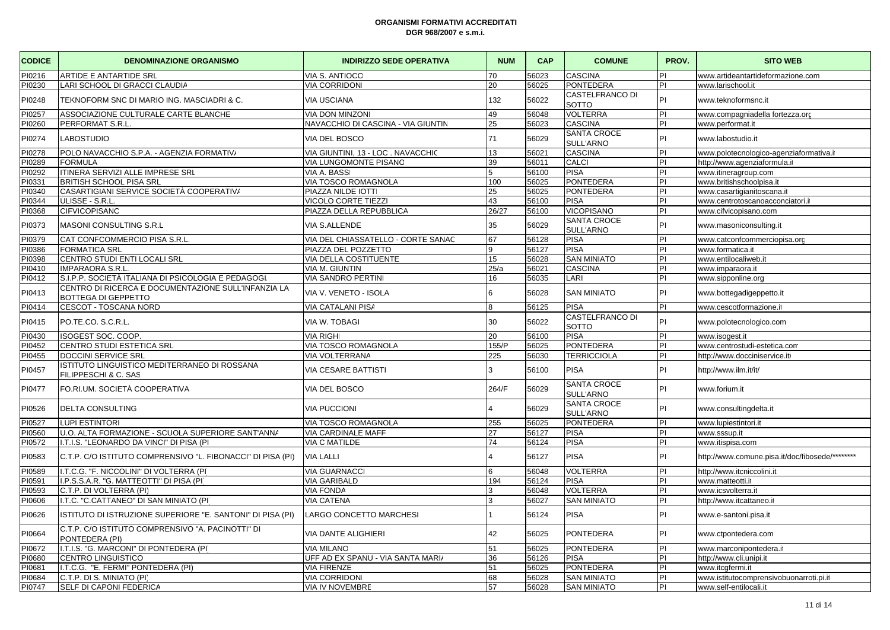**ORGANISMI FORMATIVI ACCREDITATI**
**DGR 968/2007 e s.m.i.**

| CODICE | DENOMINAZIONE ORGANISMO | INDIRIZZO SEDE OPERATIVA | NUM | CAP | COMUNE | PROV. | SITO WEB |
|---|---|---|---|---|---|---|---|
| PI0216 | ARTIDE E ANTARTIDE SRL | VIA S. ANTIOCO | 70 | 56023 | CASCINA | PI | www.artideantartideformazione.com |
| PI0230 | LARI SCHOOL DI GRACCI CLAUDIA | VIA CORRIDONI | 20 | 56025 | PONTEDERA | PI | www.larischool.it |
| PI0248 | TEKNOFORM SNC DI MARIO ING. MASCIADRI & C. | VIA USCIANA | 132 | 56022 | CASTELFRANCO DI SOTTO | PI | www.teknoformsnc.it |
| PI0257 | ASSOCIAZIONE CULTURALE CARTE BLANCHE | VIA DON MINZONI | 49 | 56048 | VOLTERRA | PI | www.compagniadella fortezza.org |
| PI0260 | PERFORMAT S.R.L. | NAVACCHIO DI CASCINA - VIA GIUNTIN | 25 | 56023 | CASCINA | PI | www.performat.it |
| PI0274 | LABOSTUDIO | VIA DEL BOSCO | 71 | 56029 | SANTA CROCE SULL'ARNO | PI | www.labostudio.it |
| PI0278 | POLO NAVACCHIO S.P.A. - AGENZIA FORMATIVA | VIA GIUNTINI, 13 - LOC . NAVACCHIO | 13 | 56021 | CASCINA | PI | www.polotecnologico-agenziaformativa.it |
| PI0289 | FORMULA | VIA LUNGOMONTE PISANO | 39 | 56011 | CALCI | PI | http://www.agenziaformula.it |
| PI0292 | ITINERA SERVIZI ALLE IMPRESE SRL | VIA A. BASSI | 5 | 56100 | PISA | PI | www.itineragroup.com |
| PI0331 | BRITISH SCHOOL PISA SRL | VIA TOSCO ROMAGNOLA | 100 | 56025 | PONTEDERA | PI | www.britishschoolpisa.it |
| PI0340 | CASARTIGIANI SERVICE SOCIETÀ COOPERATIVA | PIAZZA NILDE IOTTI | 25 | 56025 | PONTEDERA | PI | www.casartigianitoscana.it |
| PI0344 | ULISSE - S.R.L. | VICOLO CORTE TIEZZI | 43 | 56100 | PISA | PI | www.centrotoscanoacconciatori.it |
| PI0368 | CIFVICOPISANO | PIAZZA DELLA REPUBBLICA | 26/27 | 56100 | VICOPISANO | PI | www.cifvicopisano.com |
| PI0373 | MASONI CONSULTING S.R.L | VIA S.ALLENDE | 35 | 56029 | SANTA CROCE SULL'ARNO | PI | www.masoniconsulting.it |
| PI0379 | CAT CONFCOMMERCIO PISA S.R.L. | VIA DEL CHIASSATELLO - CORTE SANAC | 67 | 56128 | PISA | PI | www.catconfcommerciopisa.org |
| PI0386 | FORMATICA SRL | PIAZZA DEL POZZETTO | 9 | 56127 | PISA | PI | www.formatica.it |
| PI0398 | CENTRO STUDI ENTI LOCALI SRL | VIA DELLA COSTITUENTE | 15 | 56028 | SAN MINIATO | PI | www.entilocaliweb.it |
| PI0410 | IMPARAORA S.R.L. | VIA M. GIUNTIN | 25/a | 56021 | CASCINA | PI | www.imparaora.it |
| PI0412 | S.I.P.P. SOCIETÀ ITALIANA DI PSICOLOGIA E PEDAGOGI | VIA SANDRO PERTINI | 16 | 56035 | LARI | PI | www.sipponline.org |
| PI0413 | CENTRO DI RICERCA E DOCUMENTAZIONE SULL'INFANZIA LA BOTTEGA DI GEPPETTO | VIA V. VENETO - ISOLA | 6 | 56028 | SAN MINIATO | PI | www.bottegadigeppetto.it |
| PI0414 | CESCOT - TOSCANA NORD | VIA CATALANI PISA | 8 | 56125 | PISA | PI | www.cescotformazione.it |
| PI0415 | PO.TE.CO. S.C.R.L. | VIA W. TOBAGI | 30 | 56022 | CASTELFRANCO DI SOTTO | PI | www.polotecnologico.com |
| PI0430 | ISOGEST SOC. COOP. | VIA RIGHI | 20 | 56100 | PISA | PI | www.isogest.it |
| PI0452 | CENTRO STUDI ESTETICA SRL | VIA TOSCO ROMAGNOLA | 155/P | 56025 | PONTEDERA | PI | www.centrostudi-estetica.com |
| PI0455 | DOCCINI SERVICE SRL | VIA VOLTERRANA | 225 | 56030 | TERRICCIOLA | PI | http://www.docciniservice.it/ |
| PI0457 | ISTITUTO LINGUISTICO MEDITERRANEO DI ROSSANA FILIPPESCHI & C. SAS | VIA CESARE BATTISTI | 3 | 56100 | PISA | PI | http://www.ilm.it/it/ |
| PI0477 | FO.RI.UM. SOCIETÀ COOPERATIVA | VIA DEL BOSCO | 264/F | 56029 | SANTA CROCE SULL'ARNO | PI | www.forium.it |
| PI0526 | DELTA CONSULTING | VIA PUCCIONI | 4 | 56029 | SANTA CROCE SULL'ARNO | PI | www.consultingdelta.it |
| PI0527 | LUPI ESTINTORI | VIA TOSCO ROMAGNOLA | 255 | 56025 | PONTEDERA | PI | www.lupiestintori.it |
| PI0560 | U.O. ALTA FORMAZIONE - SCUOLA SUPERIORE SANT'ANNA | VIA CARDINALE MAFF | 27 | 56127 | PISA | PI | www.sssup.it |
| PI0572 | I.T.I.S. "LEONARDO DA VINCI" DI PISA (PI | VIA C MATILDE | 74 | 56124 | PISA | PI | www.itispisa.com |
| PI0583 | C.T.P. C/O ISTITUTO COMPRENSIVO "L. FIBONACCI" DI PISA (PI) | VIA LALLI | 4 | 56127 | PISA | PI | http://www.comune.pisa.it/doc/fibosede/******** |
| PI0589 | I.T.C.G. "F. NICCOLINI" DI VOLTERRA (PI | VIA GUARNACCI | 6 | 56048 | VOLTERRA | PI | http://www.itcniccolini.it |
| PI0591 | I.P.S.S.A.R. "G. MATTEOTTI" DI PISA (PI | VIA GARIBALD | 194 | 56124 | PISA | PI | www.matteotti.it |
| PI0593 | C.T.P. DI VOLTERRA (PI) | VIA FONDA | 3 | 56048 | VOLTERRA | PI | www.icsvolterra.it |
| PI0606 | I.T.C. "C.CATTANEO" DI SAN MINIATO (PI | VIA CATENA | 3 | 56027 | SAN MINIATO | PI | http://www.itcattaneo.it |
| PI0626 | ISTITUTO DI ISTRUZIONE SUPERIORE "E. SANTONI" DI PISA (PI) | LARGO CONCETTO MARCHESI | 1 | 56124 | PISA | PI | www.e-santoni.pisa.it |
| PI0664 | C.T.P. C/O ISTITUTO COMPRENSIVO "A. PACINOTTI" DI PONTEDERA (PI) | VIA DANTE ALIGHIERI | 42 | 56025 | PONTEDERA | PI | www.ctpontedera.com |
| PI0672 | I.T.I.S. "G. MARCONI" DI PONTEDERA (PI | VIA MILANO | 51 | 56025 | PONTEDERA | PI | www.marconipontedera.it |
| PI0680 | CENTRO LINGUISTICO | UFF AD EX SPANU - VIA SANTA MARIA | 36 | 56126 | PISA | PI | http://www.cli.unipi.it |
| PI0681 | I.T.C.G. "E. FERMI" PONTEDERA (PI) | VIA FIRENZE | 51 | 56025 | PONTEDERA | PI | www.itcgfermi.it |
| PI0684 | C.T.P. DI S. MINIATO (PI) | VIA CORRIDONI | 68 | 56028 | SAN MINIATO | PI | www.istitutocomprensivobuonarroti.pi.it |
| PI0747 | SELF DI CAPONI FEDERICA | VIA IV NOVEMBRE | 57 | 56028 | SAN MINIATO | PI | www.self-entilocali.it |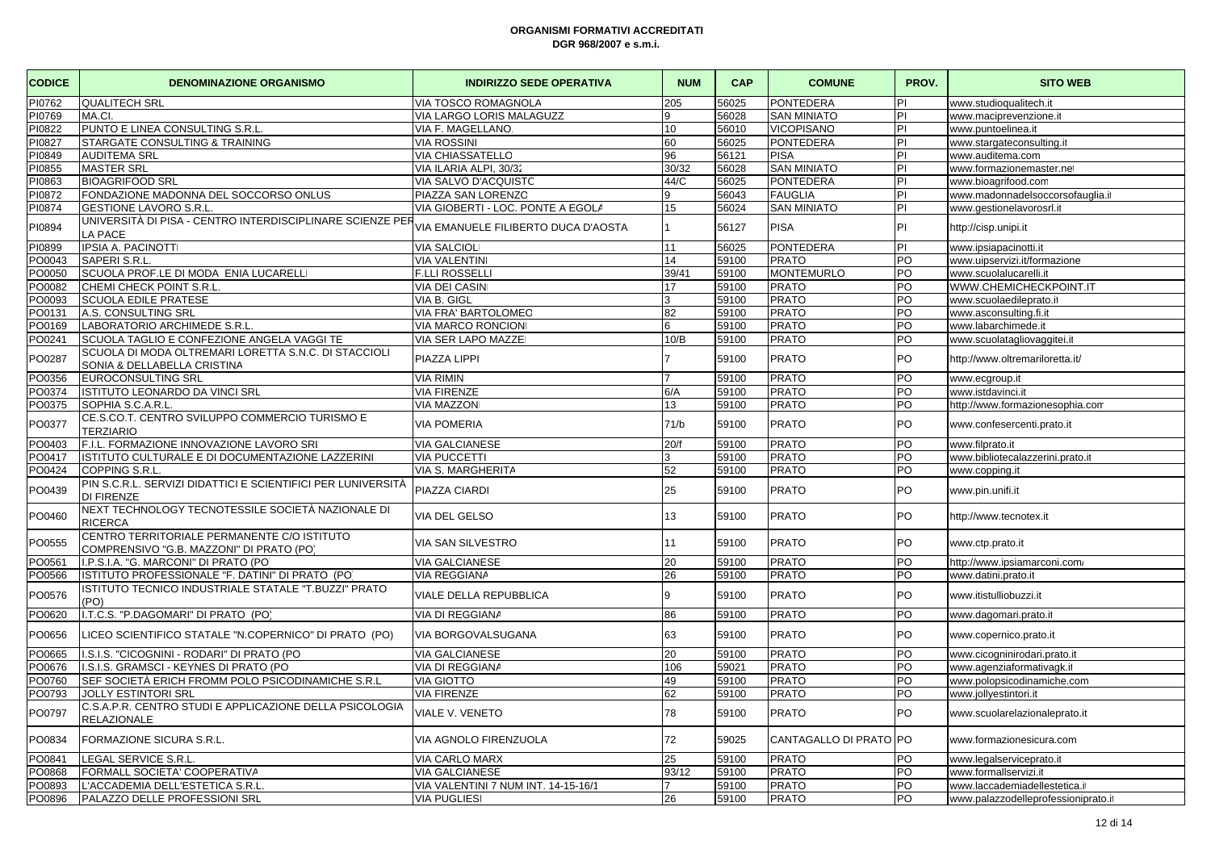**ORGANISMI FORMATIVI ACCREDITATI**
**DGR 968/2007 e s.m.i.**

| CODICE | DENOMINAZIONE ORGANISMO | INDIRIZZO SEDE OPERATIVA | NUM | CAP | COMUNE | PROV. | SITO WEB |
|---|---|---|---|---|---|---|---|
| PI0762 | QUALITECH SRL | VIA TOSCO ROMAGNOLA | 205 | 56025 | PONTEDERA | PI | www.studioqualitech.it |
| PI0769 | MA.CI. | VIA LARGO LORIS MALAGUZZ | 9 | 56028 | SAN MINIATO | PI | www.maciprevenzione.it |
| PI0822 | PUNTO E LINEA CONSULTING S.R.L. | VIA F. MAGELLANO, | 10 | 56010 | VICOPISANO | PI | www.puntoelinea.it |
| PI0827 | STARGATE CONSULTING & TRAINING | VIA ROSSINI | 60 | 56025 | PONTEDERA | PI | www.stargateconsulting.it |
| PI0849 | AUDITEMA SRL | VIA CHIASSATELLO | 96 | 56121 | PISA | PI | www.auditema.com |
| PI0855 | MASTER SRL | VIA ILARIA ALPI, 30/32 | 30/32 | 56028 | SAN MINIATO | PI | www.formazionemaster.net |
| PI0863 | BIOAGRIFOOD SRL | VIA SALVO D'ACQUISTO | 44/C | 56025 | PONTEDERA | PI | www.bioagrifood.com |
| PI0872 | FONDAZIONE MADONNA DEL SOCCORSO ONLUS | PIAZZA SAN LORENZO | 9 | 56043 | FAUGLIA | PI | www.madonnadelsoccorsofauglia.it |
| PI0874 | GESTIONE LAVORO S.R.L. | VIA GIOBERTI - LOC. PONTE A EGOLA | 15 | 56024 | SAN MINIATO | PI | www.gestionelavorosrl.it |
| PI0894 | UNIVERSITÀ DI PISA - CENTRO INTERDISCIPLINARE SCIENZE PER LA PACE | VIA EMANUELE FILIBERTO DUCA D'AOSTA | 1 | 56127 | PISA | PI | http://cisp.unipi.it |
| PI0899 | IPSIA A. PACINOTTI | VIA SALCIOLI | 11 | 56025 | PONTEDERA | PI | www.ipsiapacinotti.it |
| PO0043 | SAPERI S.R.L. | VIA VALENTINI | 14 | 59100 | PRATO | PO | www.uipservizi.it/formazione |
| PO0050 | SCUOLA PROF.LE DI MODA ENIA LUCARELLI | F.LLI ROSSELLI | 39/41 | 59100 | MONTEMURLO | PO | www.scuolalucarelli.it |
| PO0082 | CHEMI CHECK POINT S.R.L. | VIA DEI CASINI | 17 | 59100 | PRATO | PO | WWW.CHEMICHECKPOINT.IT |
| PO0093 | SCUOLA EDILE PRATESE | VIA B. GIGLI | 3 | 59100 | PRATO | PO | www.scuolaedileprato.it |
| PO0131 | A.S. CONSULTING SRL | VIA FRA' BARTOLOMEO | 82 | 59100 | PRATO | PO | www.asconsulting.fi.it |
| PO0169 | LABORATORIO ARCHIMEDE S.R.L. | VIA MARCO RONCIONI | 6 | 59100 | PRATO | PO | www.labarchimede.it |
| PO0241 | SCUOLA TAGLIO E CONFEZIONE ANGELA VAGGI TE | VIA SER LAPO MAZZEI | 10/B | 59100 | PRATO | PO | www.scuolatagliovaggitei.it |
| PO0287 | SCUOLA DI MODA OLTREMARI LORETTA S.N.C. DI STACCIOLI SONIA & DELLABELLA CRISTINA | PIAZZA LIPPI | 7 | 59100 | PRATO | PO | http://www.oltremariloretta.it/ |
| PO0356 | EUROCONSULTING SRL | VIA RIMINI | 7 | 59100 | PRATO | PO | www.ecgroup.it |
| PO0374 | ISTITUTO LEONARDO DA VINCI SRL | VIA FIRENZE | 6/A | 59100 | PRATO | PO | www.istdavinci.it |
| PO0375 | SOPHIA S.C.A.R.L. | VIA MAZZONI | 13 | 59100 | PRATO | PO | http://www.formazionesophia.com |
| PO0377 | CE.S.CO.T. CENTRO SVILUPPO COMMERCIO TURISMO E TERZIARIO | VIA POMERIA | 71/b | 59100 | PRATO | PO | www.confesercenti.prato.it |
| PO0403 | F.I.L. FORMAZIONE INNOVAZIONE LAVORO SRL | VIA GALCIANESE | 20/f | 59100 | PRATO | PO | www.filprato.it |
| PO0417 | ISTITUTO CULTURALE E DI DOCUMENTAZIONE LAZZERINI | VIA PUCCETTI | 3 | 59100 | PRATO | PO | www.bibliotecalazzerini.prato.it |
| PO0424 | COPPING S.R.L. | VIA S. MARGHERITA | 52 | 59100 | PRATO | PO | www.copping.it |
| PO0439 | PIN S.C.R.L. SERVIZI DIDATTICI E SCIENTIFICI PER L'UNIVERSITÀ DI FIRENZE | PIAZZA CIARDI | 25 | 59100 | PRATO | PO | www.pin.unifi.it |
| PO0460 | NEXT TECHNOLOGY TECNOTESSILE SOCIETÀ NAZIONALE DI RICERCA | VIA DEL GELSO | 13 | 59100 | PRATO | PO | http://www.tecnotex.it |
| PO0555 | CENTRO TERRITORIALE PERMANENTE C/O ISTITUTO COMPRENSIVO "G.B. MAZZONI" DI PRATO (PO) | VIA SAN SILVESTRO | 11 | 59100 | PRATO | PO | www.ctp.prato.it |
| PO0561 | I.P.S.I.A. "G. MARCONI" DI PRATO (PO) | VIA GALCIANESE | 20 | 59100 | PRATO | PO | http://www.ipsiamarconi.com/ |
| PO0566 | ISTITUTO PROFESSIONALE "F. DATINI" DI PRATO (PO) | VIA REGGIANA | 26 | 59100 | PRATO | PO | www.datini.prato.it |
| PO0576 | ISTITUTO TECNICO INDUSTRIALE STATALE "T.BUZZI" PRATO (PO) | VIALE DELLA REPUBBLICA | 9 | 59100 | PRATO | PO | www.itistulliobuzzi.it |
| PO0620 | I.T.C.S. "P.DAGOMARI" DI PRATO (PO) | VIA DI REGGIANA | 86 | 59100 | PRATO | PO | www.dagomari.prato.it |
| PO0656 | LICEO SCIENTIFICO STATALE "N.COPERNICO" DI PRATO (PO) | VIA BORGOVALSUGANA | 63 | 59100 | PRATO | PO | www.copernico.prato.it |
| PO0665 | I.S.I.S. "CICOGNINI - RODARI" DI PRATO (PO) | VIA GALCIANESE | 20 | 59100 | PRATO | PO | www.cicogninirodari.prato.it |
| PO0676 | I.S.I.S. GRAMSCI - KEYNES DI PRATO (PO) | VIA DI REGGIANA | 106 | 59021 | PRATO | PO | www.agenziaformativagk.it |
| PO0760 | SEF SOCIETÀ ERICH FROMM POLO PSICODINAMICHE S.R.L. | VIA GIOTTO | 49 | 59100 | PRATO | PO | www.polopsicodinamiche.com |
| PO0793 | JOLLY ESTINTORI SRL | VIA FIRENZE | 62 | 59100 | PRATO | PO | www.jollyestintori.it |
| PO0797 | C.S.A.P.R. CENTRO STUDI E APPLICAZIONE DELLA PSICOLOGIA RELAZIONALE | VIALE V. VENETO | 78 | 59100 | PRATO | PO | www.scuolarelazionaleprato.it |
| PO0834 | FORMAZIONE SICURA S.R.L. | VIA AGNOLO FIRENZUOLA | 72 | 59025 | CANTAGALLO DI PRATO | PO | www.formazionesicura.com |
| PO0841 | LEGAL SERVICE S.R.L. | VIA CARLO MARX | 25 | 59100 | PRATO | PO | www.legalserviceprato.it |
| PO0868 | FORMALL SOCIETA' COOPERATIVA | VIA GALCIANESE | 93/12 | 59100 | PRATO | PO | www.formallservizi.it |
| PO0893 | L'ACCADEMIA DELL'ESTETICA S.R.L. | VIA VALENTINI 7 NUM INT. 14-15-16/1 | 7 | 59100 | PRATO | PO | www.laccademiadellestetica.it |
| PO0896 | PALAZZO DELLE PROFESSIONI SRL | VIA PUGLIESI | 26 | 59100 | PRATO | PO | www.palazzodelleprofessioniprato.it |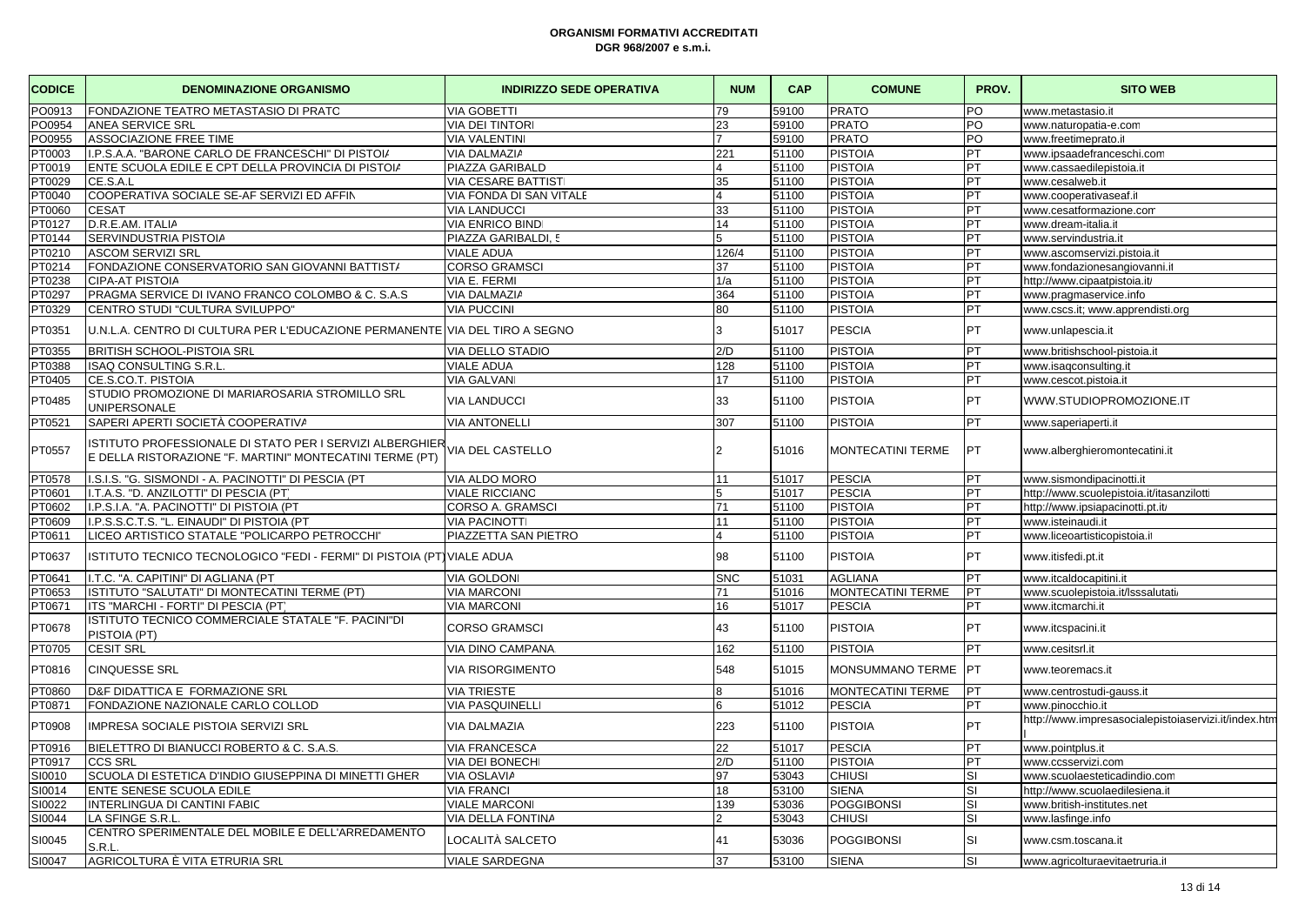**ORGANISMI FORMATIVI ACCREDITATI**
**DGR 968/2007 e s.m.i.**

| CODICE | DENOMINAZIONE ORGANISMO | INDIRIZZO SEDE OPERATIVA | NUM | CAP | COMUNE | PROV. | SITO WEB |
|---|---|---|---|---|---|---|---|
| PO0913 | FONDAZIONE TEATRO METASTASIO DI PRATO | VIA GOBETTI | 79 | 59100 | PRATO | PO | www.metastasio.it |
| PO0954 | ANEA SERVICE SRL | VIA DEI TINTORI | 23 | 59100 | PRATO | PO | www.naturopatia-e.com |
| PO0955 | ASSOCIAZIONE FREE TIME | VIA VALENTINI | 7 | 59100 | PRATO | PO | www.freetimeprato.it |
| PT0003 | I.P.S.A.A. "BARONE CARLO DE FRANCESCHI" DI PISTOIA | VIA DALMAZIA | 221 | 51100 | PISTOIA | PT | www.ipsaadefranceschi.com |
| PT0019 | ENTE SCUOLA EDILE E CPT DELLA PROVINCIA DI PISTOIA | PIAZZA GARIBALDI | 4 | 51100 | PISTOIA | PT | www.cassaedilepistoia.it |
| PT0029 | CE.S.A.L | VIA CESARE BATTISTI | 35 | 51100 | PISTOIA | PT | www.cesalweb.it |
| PT0040 | COOPERATIVA SOCIALE SE-AF SERVIZI ED AFFIN | VIA FONDA DI SAN VITALE | 4 | 51100 | PISTOIA | PT | www.cooperativaseaf.it |
| PT0060 | CESAT | VIA LANDUCCI | 33 | 51100 | PISTOIA | PT | www.cesatformazione.com |
| PT0127 | D.R.E.AM. ITALIA | VIA ENRICO BINDI | 14 | 51100 | PISTOIA | PT | www.dream-italia.it |
| PT0144 | SERVINDUSTRIA PISTOIA | PIAZZA GARIBALDI, 5 | 5 | 51100 | PISTOIA | PT | www.servindustria.it |
| PT0210 | ASCOM SERVIZI SRL | VIALE ADUA | 126/4 | 51100 | PISTOIA | PT | www.ascomservizi.pistoia.it |
| PT0214 | FONDAZIONE CONSERVATORIO SAN GIOVANNI BATTISTA | CORSO GRAMSCI | 37 | 51100 | PISTOIA | PT | www.fondazionesangiovanni.it |
| PT0238 | CIPA-AT PISTOIA | VIA E. FERMI | 1/a | 51100 | PISTOIA | PT | http://www.cipaatpistoia.it/ |
| PT0297 | PRAGMA SERVICE DI IVANO FRANCO COLOMBO & C. S.A.S | VIA DALMAZIA | 364 | 51100 | PISTOIA | PT | www.pragmaservice.info |
| PT0329 | CENTRO STUDI "CULTURA SVILUPPO" | VIA PUCCINI | 80 | 51100 | PISTOIA | PT | www.cscs.it; www.apprendisti.org |
| PT0351 | U.N.L.A. CENTRO DI CULTURA PER L'EDUCAZIONE PERMANENTE | VIA DEL TIRO A SEGNO | 3 | 51017 | PESCIA | PT | www.unlapescia.it |
| PT0355 | BRITISH SCHOOL-PISTOIA SRL | VIA DELLO STADIO | 2/D | 51100 | PISTOIA | PT | www.britishschool-pistoia.it |
| PT0388 | ISAQ CONSULTING S.R.L. | VIALE ADUA | 128 | 51100 | PISTOIA | PT | www.isaqconsulting.it |
| PT0405 | CE.S.CO.T. PISTOIA | VIA GALVANI | 17 | 51100 | PISTOIA | PT | www.cescot.pistoia.it |
| PT0485 | STUDIO PROMOZIONE DI MARIAROSARIA STROMILLO SRL UNIPERSONALE | VIA LANDUCCI | 33 | 51100 | PISTOIA | PT | WWW.STUDIOPROMOZIONE.IT |
| PT0521 | SAPERI APERTI SOCIETÀ COOPERATIVA | VIA ANTONELLI | 307 | 51100 | PISTOIA | PT | www.saperiaperti.it |
| PT0557 | ISTITUTO PROFESSIONALE DI STATO PER I SERVIZI ALBERGHIERI E DELLA RISTORAZIONE "F. MARTINI" MONTECATINI TERME (PT) | VIA DEL CASTELLO | 2 | 51016 | MONTECATINI TERME | PT | www.alberghieromontecatini.it |
| PT0578 | I.S.I.S. "G. SISMONDI - A. PACINOTTI" DI PESCIA (PT | VIA ALDO MORO | 11 | 51017 | PESCIA | PT | www.sismondipacinotti.it |
| PT0601 | I.T.A.S. "D. ANZILOTTI" DI PESCIA (PT) | VIALE RICCIANO | 5 | 51017 | PESCIA | PT | http://www.scuolepistoia.it/itasanzilotti |
| PT0602 | I.P.S.I.A. "A. PACINOTTI" DI PISTOIA (PT | CORSO A. GRAMSCI | 71 | 51100 | PISTOIA | PT | http://www.ipsiapacinotti.pt.it/ |
| PT0609 | I.P.S.S.C.T.S. "L. EINAUDI" DI PISTOIA (PT | VIA PACINOTTI | 11 | 51100 | PISTOIA | PT | www.isteinaudi.it |
| PT0611 | LICEO ARTISTICO STATALE "POLICARPO PETROCCHI" | PIAZZETTA SAN PIETRO | 4 | 51100 | PISTOIA | PT | www.liceoartisticopistoia.it |
| PT0637 | ISTITUTO TECNICO TECNOLOGICO "FEDI - FERMI" DI PISTOIA (PT) | VIALE ADUA | 98 | 51100 | PISTOIA | PT | www.itisfedi.pt.it |
| PT0641 | I.T.C. "A. CAPITINI" DI AGLIANA (PT | VIA GOLDONI | SNC | 51031 | AGLIANA | PT | www.itcaldocapitini.it |
| PT0653 | ISTITUTO "SALUTATI" DI MONTECATINI TERME (PT) | VIA MARCONI | 71 | 51016 | MONTECATINI TERME | PT | www.scuolepistoia.it/lsssalutati/ |
| PT0671 | ITS "MARCHI - FORTI" DI PESCIA (PT) | VIA MARCONI | 16 | 51017 | PESCIA | PT | www.itcmarchi.it |
| PT0678 | ISTITUTO TECNICO COMMERCIALE STATALE "F. PACINI"DI PISTOIA (PT) | CORSO GRAMSCI | 43 | 51100 | PISTOIA | PT | www.itcspacini.it |
| PT0705 | CESIT SRL | VIA DINO CAMPANA | 162 | 51100 | PISTOIA | PT | www.cesitsrl.it |
| PT0816 | CINQUESSE SRL | VIA RISORGIMENTO | 548 | 51015 | MONSUMMANO TERME | PT | www.teoremacs.it |
| PT0860 | D&F DIDATTICA E FORMAZIONE SRL | VIA TRIESTE | 8 | 51016 | MONTECATINI TERME | PT | www.centrostudi-gauss.it |
| PT0871 | FONDAZIONE NAZIONALE CARLO COLLODI | VIA PASQUINELLI | 6 | 51012 | PESCIA | PT | www.pinocchio.it |
| PT0908 | IMPRESA SOCIALE PISTOIA SERVIZI SRL | VIA DALMAZIA | 223 | 51100 | PISTOIA | PT | http://www.impresasocialepistoiaservizi.it/index.html |
| PT0916 | BIELETTRO DI BIANUCCI ROBERTO & C. S.A.S. | VIA FRANCESCA | 22 | 51017 | PESCIA | PT | www.pointplus.it |
| PT0917 | CCS SRL | VIA DEI BONECHI | 2/D | 51100 | PISTOIA | PT | www.ccsservizi.com |
| SI0010 | SCUOLA DI ESTETICA D'INDIO GIUSEPPINA DI MINETTI GHER | VIA OSLAVIA | 97 | 53043 | CHIUSI | SI | www.scuolaesteticadindio.com |
| SI0014 | ENTE SENESE SCUOLA EDILE | VIA FRANCI | 18 | 53100 | SIENA | SI | http://www.scuolaedilesiena.it |
| SI0022 | INTERLINGUA DI CANTINI FABIO | VIALE MARCONI | 139 | 53036 | POGGIBONSI | SI | www.british-institutes.net |
| SI0044 | LA SFINGE S.R.L. | VIA DELLA FONTINA | 2 | 53043 | CHIUSI | SI | www.lasfinge.info |
| SI0045 | CENTRO SPERIMENTALE DEL MOBILE E DELL'ARREDAMENTO S.R.L. | LOCALITÀ SALCETO | 41 | 53036 | POGGIBONSI | SI | www.csm.toscana.it |
| SI0047 | AGRICOLTURA È VITA ETRURIA SRL | VIALE SARDEGNA | 37 | 53100 | SIENA | SI | www.agricolturaevitaetruria.it |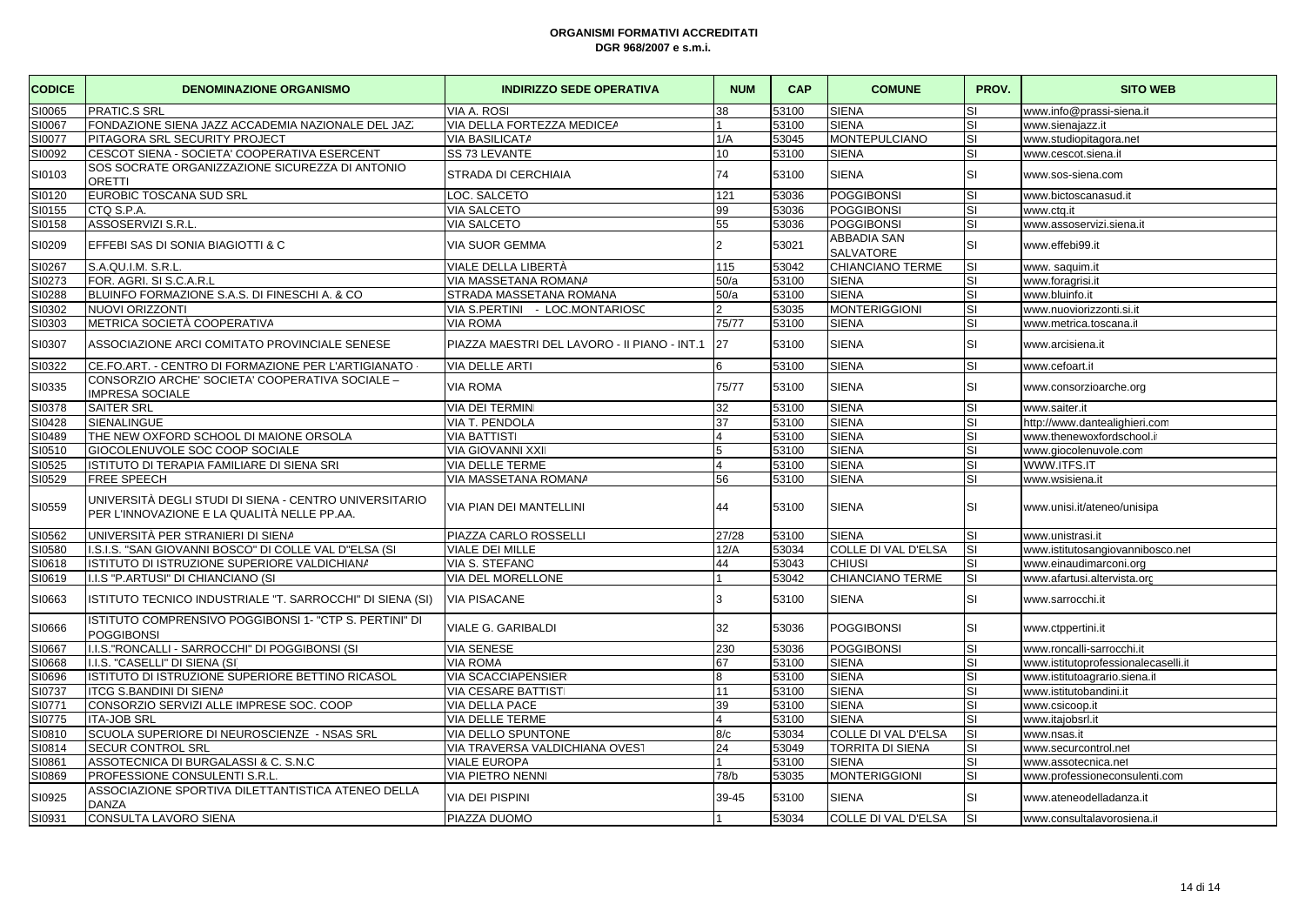**ORGANISMI FORMATIVI ACCREDITATI**
**DGR 968/2007 e s.m.i.**

| CODICE | DENOMINAZIONE ORGANISMO | INDIRIZZO SEDE OPERATIVA | NUM | CAP | COMUNE | PROV. | SITO WEB |
|---|---|---|---|---|---|---|---|
| SI0065 | PRATIC.S SRL | VIA A. ROSI | 38 | 53100 | SIENA | SI | www.info@prassi-siena.it |
| SI0067 | FONDAZIONE SIENA JAZZ ACCADEMIA NAZIONALE DEL JAZZ | VIA DELLA FORTEZZA MEDICEA | 1 | 53100 | SIENA | SI | www.sienajazz.it |
| SI0077 | PITAGORA SRL SECURITY PROJECT | VIA BASILICATA | 1/A | 53045 | MONTEPULCIANO | SI | www.studiopitagora.net |
| SI0092 | CESCOT SIENA - SOCIETA' COOPERATIVA ESERCENT | SS 73 LEVANTE | 10 | 53100 | SIENA | SI | www.cescot.siena.it |
| SI0103 | SOS SOCRATE ORGANIZZAZIONE SICUREZZA DI ANTONIO ORETTI | STRADA DI CERCHIAIA | 74 | 53100 | SIENA | SI | www.sos-siena.com |
| SI0120 | EUROBIC TOSCANA SUD SRL | LOC. SALCETO | 121 | 53036 | POGGIBONSI | SI | www.bictoscanasud.it |
| SI0155 | CTQ S.P.A. | VIA SALCETO | 99 | 53036 | POGGIBONSI | SI | www.ctq.it |
| SI0158 | ASSOSERVIZI S.R.L. | VIA SALCETO | 55 | 53036 | POGGIBONSI | SI | www.assoservizi.siena.it |
| SI0209 | EFFEBI SAS DI SONIA BIAGIOTTI & C | VIA SUOR GEMMA | 2 | 53021 | ABBADIA SAN SALVATORE | SI | www.effebi99.it |
| SI0267 | S.A.QU.I.M. S.R.L. | VIALE DELLA LIBERTÀ | 115 | 53042 | CHIANCIANO TERME | SI | www. saquim.it |
| SI0273 | FOR. AGRI. SI S.C.A.R.L | VIA MASSETANA ROMANA | 50/a | 53100 | SIENA | SI | www.foragrisi.it |
| SI0288 | BLUINFO FORMAZIONE S.A.S. DI FINESCHI A. & CO | STRADA MASSETANA ROMANA | 50/a | 53100 | SIENA | SI | www.bluinfo.it |
| SI0302 | NUOVI ORIZZONTI | VIA S.PERTINI - LOC.MONTARIOSO | 2 | 53035 | MONTERIGGIONI | SI | www.nuoviorizzonti.si.it |
| SI0303 | METRICA SOCIETÀ COOPERATIVA | VIA ROMA | 75/77 | 53100 | SIENA | SI | www.metrica.toscana.it |
| SI0307 | ASSOCIAZIONE ARCI COMITATO PROVINCIALE SENESE | PIAZZA MAESTRI DEL LAVORO - II PIANO - INT.1 | 27 | 53100 | SIENA | SI | www.arcisiena.it |
| SI0322 | CE.FO.ART. - CENTRO DI FORMAZIONE PER L'ARTIGIANATO | VIA DELLE ARTI | 6 | 53100 | SIENA | SI | www.cefoart.it |
| SI0335 | CONSORZIO ARCHE' SOCIETA' COOPERATIVA SOCIALE – IMPRESA SOCIALE | VIA ROMA | 75/77 | 53100 | SIENA | SI | www.consorzioarche.org |
| SI0378 | SAITER SRL | VIA DEI TERMINI | 32 | 53100 | SIENA | SI | www.saiter.it |
| SI0428 | SIENALINGUE | VIA T. PENDOLA | 37 | 53100 | SIENA | SI | http://www.dantealighieri.com |
| SI0489 | THE NEW OXFORD SCHOOL DI MAIONE ORSOLA | VIA BATTISTI | 4 | 53100 | SIENA | SI | www.thenewoxfordschool.it |
| SI0510 | GIOCOLENUVOLE SOC COOP SOCIALE | VIA GIOVANNI XXII | 5 | 53100 | SIENA | SI | www.giocolenuvole.com |
| SI0525 | ISTITUTO DI TERAPIA FAMILIARE DI SIENA SRL | VIA DELLE TERME | 4 | 53100 | SIENA | SI | WWW.ITFS.IT |
| SI0529 | FREE SPEECH | VIA MASSETANA ROMANA | 56 | 53100 | SIENA | SI | www.wsisiena.it |
| SI0559 | UNIVERSITÀ DEGLI STUDI DI SIENA - CENTRO UNIVERSITARIO PER L'INNOVAZIONE E LA QUALITÀ NELLE PP.AA. | VIA PIAN DEI MANTELLINI | 44 | 53100 | SIENA | SI | www.unisi.it/ateneo/unisipa |
| SI0562 | UNIVERSITÀ PER STRANIERI DI SIENA | PIAZZA CARLO ROSSELLI | 27/28 | 53100 | SIENA | SI | www.unistrasi.it |
| SI0580 | I.S.I.S. "SAN GIOVANNI BOSCO" DI COLLE VAL D"ELSA (SI | VIALE DEI MILLE | 12/A | 53034 | COLLE DI VAL D'ELSA | SI | www.istitutosangiovannibosco.net |
| SI0618 | ISTITUTO DI ISTRUZIONE SUPERIORE VALDICHIANA | VIA S. STEFANO | 44 | 53043 | CHIUSI | SI | www.einaudimarconi.org |
| SI0619 | I.I.S "P.ARTUSI" DI CHIANCIANO (SI | VIA DEL MORELLONE | 1 | 53042 | CHIANCIANO TERME | SI | www.afartusi.altervista.org |
| SI0663 | ISTITUTO TECNICO INDUSTRIALE "T. SARROCCHI" DI SIENA (SI) | VIA PISACANE | 3 | 53100 | SIENA | SI | www.sarrocchi.it |
| SI0666 | ISTITUTO COMPRENSIVO POGGIBONSI 1- "CTP S. PERTINI" DI POGGIBONSI | VIALE G. GARIBALDI | 32 | 53036 | POGGIBONSI | SI | www.ctppertini.it |
| SI0667 | I.I.S."RONCALLI - SARROCCHI" DI POGGIBONSI (SI | VIA SENESE | 230 | 53036 | POGGIBONSI | SI | www.roncalli-sarrocchi.it |
| SI0668 | I.I.S. "CASELLI" DI SIENA (SI | VIA ROMA | 67 | 53100 | SIENA | SI | www.istitutoprofessionalecaselli.it |
| SI0696 | ISTITUTO DI ISTRUZIONE SUPERIORE BETTINO RICASOL | VIA SCACCIAPENSIER | 8 | 53100 | SIENA | SI | www.istitutoagrario.siena.it |
| SI0737 | ITCG S.BANDINI DI SIENA | VIA CESARE BATTISTI | 11 | 53100 | SIENA | SI | www.istitutobandini.it |
| SI0771 | CONSORZIO SERVIZI ALLE IMPRESE SOC. COOP | VIA DELLA PACE | 39 | 53100 | SIENA | SI | www.csicoop.it |
| SI0775 | ITA-JOB SRL | VIA DELLE TERME | 4 | 53100 | SIENA | SI | www.itajobsrl.it |
| SI0810 | SCUOLA SUPERIORE DI NEUROSCIENZE - NSAS SRL | VIA DELLO SPUNTONE | 8/c | 53034 | COLLE DI VAL D'ELSA | SI | www.nsas.it |
| SI0814 | SECUR CONTROL SRL | VIA TRAVERSA VALDICHIANA OVEST | 24 | 53049 | TORRITA DI SIENA | SI | www.securcontrol.net |
| SI0861 | ASSOTECNICA DI BURGALASSI & C. S.N.C | VIALE EUROPA | 1 | 53100 | SIENA | SI | www.assotecnica.net |
| SI0869 | PROFESSIONE CONSULENTI S.R.L. | VIA PIETRO NENNI | 78/b | 53035 | MONTERIGGIONI | SI | www.professioneconsulenti.com |
| SI0925 | ASSOCIAZIONE SPORTIVA DILETTANTISTICA ATENEO DELLA DANZA | VIA DEI PISPINI | 39-45 | 53100 | SIENA | SI | www.ateneodelladanza.it |
| SI0931 | CONSULTA LAVORO SIENA | PIAZZA DUOMO | 1 | 53034 | COLLE DI VAL D'ELSA | SI | www.consultalavorosiena.it |